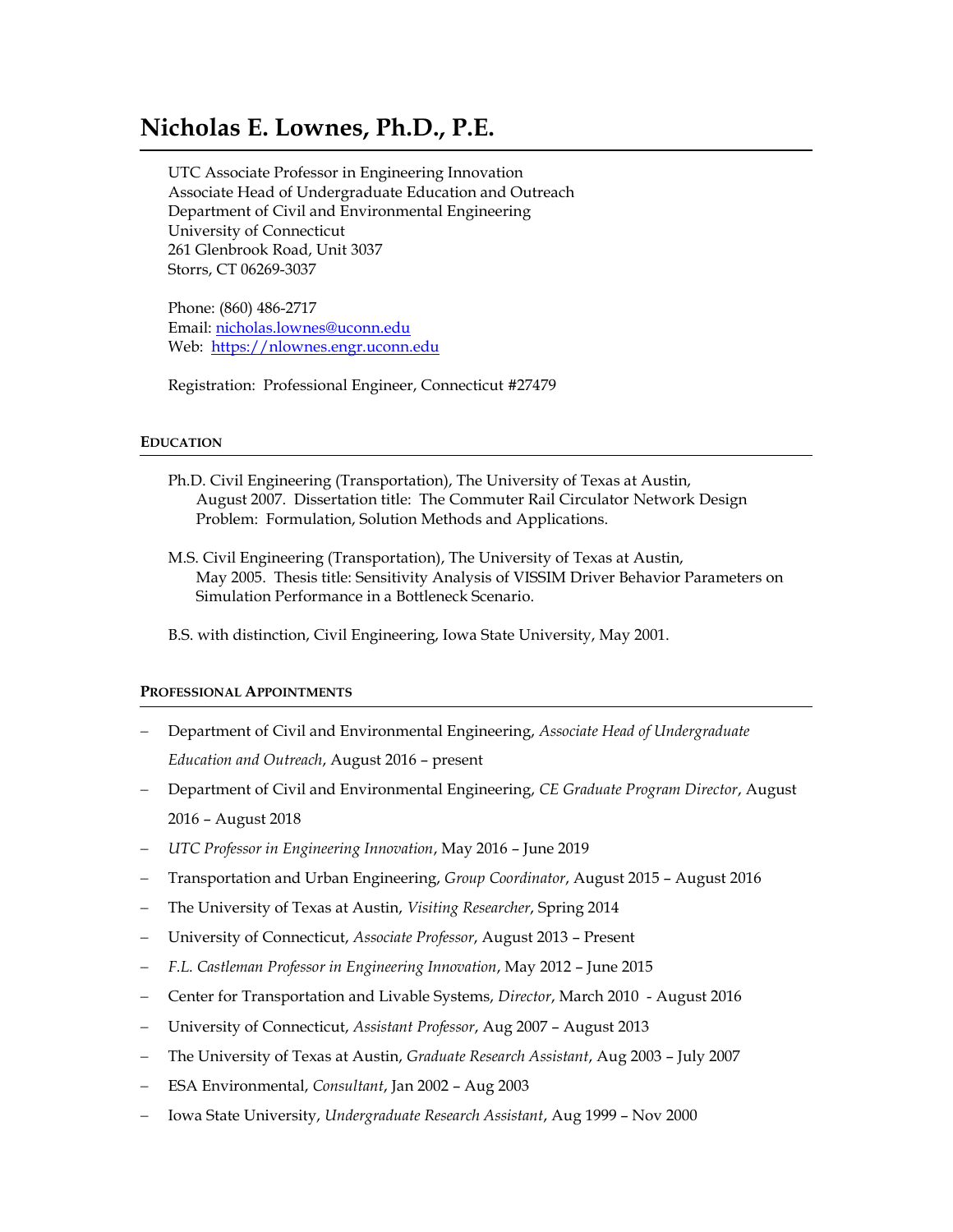# Nicholas E. Lownes, Ph.D., P.E.

UTC Associate Professor in Engineering Innovation
Associate Head of Undergraduate Education and Outreach
Department of Civil and Environmental Engineering
University of Connecticut
261 Glenbrook Road, Unit 3037
Storrs, CT 06269-3037

Phone: (860) 486-2717
Email: [nicholas.lownes@uconn.edu](mailto:nicholas.lownes@uconn.edu)
Web: [https://nlownes.engr.uconn.edu](https://nlownes.engr.uconn.edu)

Registration: Professional Engineer, Connecticut #27479

## EDUCATION

Ph.D. Civil Engineering (Transportation), The University of Texas at Austin, August 2007. Dissertation title: The Commuter Rail Circulator Network Design Problem: Formulation, Solution Methods and Applications.

M.S. Civil Engineering (Transportation), The University of Texas at Austin, May 2005. Thesis title: Sensitivity Analysis of VISSIM Driver Behavior Parameters on Simulation Performance in a Bottleneck Scenario.

B.S. with distinction, Civil Engineering, Iowa State University, May 2001.

## PROFESSIONAL APPOINTMENTS

- Department of Civil and Environmental Engineering, *Associate Head of Undergraduate Education and Outreach*, August 2016 – present
- Department of Civil and Environmental Engineering, *CE Graduate Program Director*, August 2016 – August 2018
- *UTC Professor in Engineering Innovation*, May 2016 – June 2019
- Transportation and Urban Engineering, *Group Coordinator*, August 2015 – August 2016
- The University of Texas at Austin, *Visiting Researcher*, Spring 2014
- University of Connecticut, *Associate Professor*, August 2013 – Present
- *F.L. Castleman Professor in Engineering Innovation*, May 2012 – June 2015
- Center for Transportation and Livable Systems, *Director*, March 2010 - August 2016
- University of Connecticut, *Assistant Professor*, Aug 2007 – August 2013
- The University of Texas at Austin, *Graduate Research Assistant*, Aug 2003 – July 2007
- ESA Environmental, *Consultant*, Jan 2002 – Aug 2003
- Iowa State University, *Undergraduate Research Assistant*, Aug 1999 – Nov 2000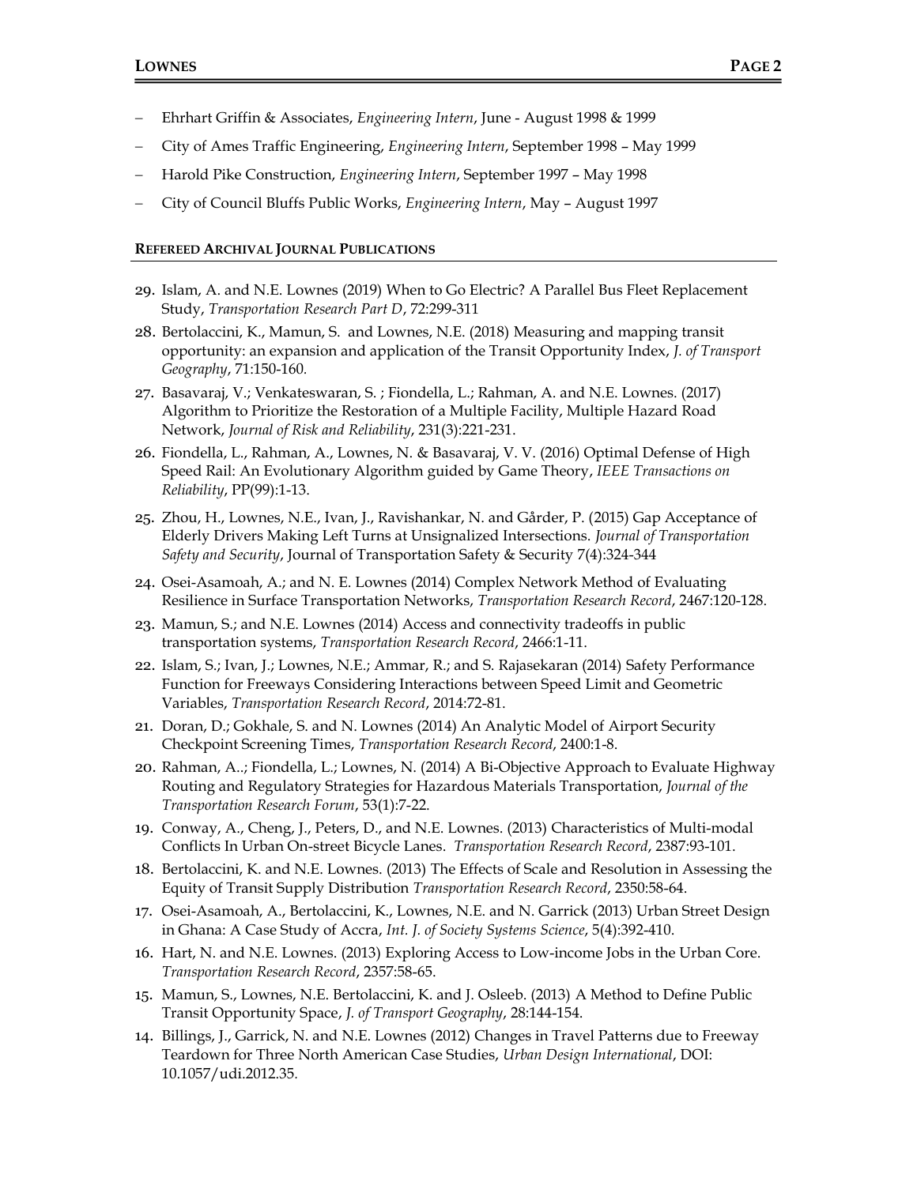- Ehrhart Griffin & Associates, *Engineering Intern*, June - August 1998 & 1999
- City of Ames Traffic Engineering, *Engineering Intern*, September 1998 – May 1999
- Harold Pike Construction, *Engineering Intern*, September 1997 – May 1998
- City of Council Bluffs Public Works, *Engineering Intern*, May – August 1997

## REFEREED ARCHIVAL JOURNAL PUBLICATIONS

29. Islam, A. and N.E. Lownes (2019) When to Go Electric? A Parallel Bus Fleet Replacement Study, *Transportation Research Part D*, 72:299-311
28. Bertolaccini, K., Mamun, S. and Lownes, N.E. (2018) Measuring and mapping transit opportunity: an expansion and application of the Transit Opportunity Index, *J. of Transport Geography*, 71:150-160.
27. Basavaraj, V.; Venkateswaran, S. ; Fiondella, L.; Rahman, A. and N.E. Lownes. (2017) Algorithm to Prioritize the Restoration of a Multiple Facility, Multiple Hazard Road Network, *Journal of Risk and Reliability*, 231(3):221-231.
26. Fiondella, L., Rahman, A., Lownes, N. & Basavaraj, V. V. (2016) Optimal Defense of High Speed Rail: An Evolutionary Algorithm guided by Game Theory, *IEEE Transactions on Reliability*, PP(99):1-13.
25. Zhou, H., Lownes, N.E., Ivan, J., Ravishankar, N. and Gårder, P. (2015) Gap Acceptance of Elderly Drivers Making Left Turns at Unsignalized Intersections. *Journal of Transportation Safety and Security*, Journal of Transportation Safety & Security 7(4):324-344
24. Osei-Asamoah, A.; and N. E. Lownes (2014) Complex Network Method of Evaluating Resilience in Surface Transportation Networks, *Transportation Research Record*, 2467:120-128.
23. Mamun, S.; and N.E. Lownes (2014) Access and connectivity tradeoffs in public transportation systems, *Transportation Research Record*, 2466:1-11.
22. Islam, S.; Ivan, J.; Lownes, N.E.; Ammar, R.; and S. Rajasekaran (2014) Safety Performance Function for Freeways Considering Interactions between Speed Limit and Geometric Variables, *Transportation Research Record*, 2014:72-81.
21. Doran, D.; Gokhale, S. and N. Lownes (2014) An Analytic Model of Airport Security Checkpoint Screening Times, *Transportation Research Record*, 2400:1-8.
20. Rahman, A..; Fiondella, L.; Lownes, N. (2014) A Bi-Objective Approach to Evaluate Highway Routing and Regulatory Strategies for Hazardous Materials Transportation, *Journal of the Transportation Research Forum*, 53(1):7-22.
19. Conway, A., Cheng, J., Peters, D., and N.E. Lownes. (2013) Characteristics of Multi-modal Conflicts In Urban On-street Bicycle Lanes. *Transportation Research Record*, 2387:93-101.
18. Bertolaccini, K. and N.E. Lownes. (2013) The Effects of Scale and Resolution in Assessing the Equity of Transit Supply Distribution *Transportation Research Record*, 2350:58-64.
17. Osei-Asamoah, A., Bertolaccini, K., Lownes, N.E. and N. Garrick (2013) Urban Street Design in Ghana: A Case Study of Accra, *Int. J. of Society Systems Science*, 5(4):392-410.
16. Hart, N. and N.E. Lownes. (2013) Exploring Access to Low-income Jobs in the Urban Core. *Transportation Research Record*, 2357:58-65.
15. Mamun, S., Lownes, N.E. Bertolaccini, K. and J. Osleeb. (2013) A Method to Define Public Transit Opportunity Space, *J. of Transport Geography*, 28:144-154.
14. Billings, J., Garrick, N. and N.E. Lownes (2012) Changes in Travel Patterns due to Freeway Teardown for Three North American Case Studies, *Urban Design International*, DOI: 10.1057/udi.2012.35.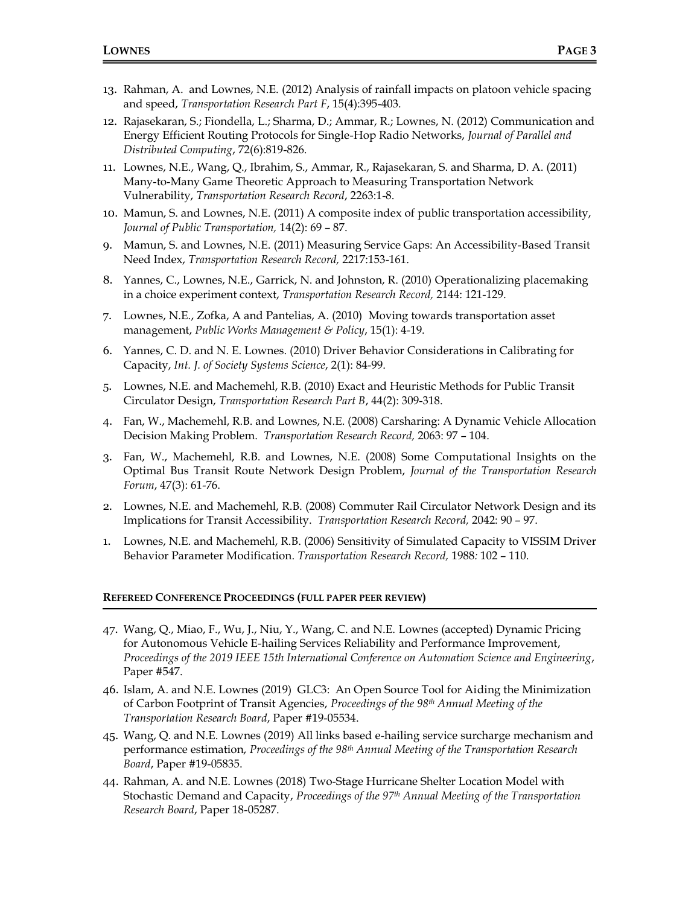13. Rahman, A. and Lownes, N.E. (2012) Analysis of rainfall impacts on platoon vehicle spacing and speed, *Transportation Research Part F*, 15(4):395-403.
12. Rajasekaran, S.; Fiondella, L.; Sharma, D.; Ammar, R.; Lownes, N. (2012) Communication and Energy Efficient Routing Protocols for Single-Hop Radio Networks, *Journal of Parallel and Distributed Computing*, 72(6):819-826.
11. Lownes, N.E., Wang, Q., Ibrahim, S., Ammar, R., Rajasekaran, S. and Sharma, D. A. (2011) Many-to-Many Game Theoretic Approach to Measuring Transportation Network Vulnerability, *Transportation Research Record*, 2263:1-8.
10. Mamun, S. and Lownes, N.E. (2011) A composite index of public transportation accessibility, *Journal of Public Transportation,* 14(2): 69 – 87.
9. Mamun, S. and Lownes, N.E. (2011) Measuring Service Gaps: An Accessibility-Based Transit Need Index, *Transportation Research Record,* 2217:153-161.
8. Yannes, C., Lownes, N.E., Garrick, N. and Johnston, R. (2010) Operationalizing placemaking in a choice experiment context, *Transportation Research Record,* 2144: 121-129.
7. Lownes, N.E., Zofka, A and Pantelias, A. (2010) Moving towards transportation asset management, *Public Works Management & Policy*, 15(1): 4-19.
6. Yannes, C. D. and N. E. Lownes. (2010) Driver Behavior Considerations in Calibrating for Capacity, *Int. J. of Society Systems Science*, 2(1): 84-99.
5. Lownes, N.E. and Machemehl, R.B. (2010) Exact and Heuristic Methods for Public Transit Circulator Design, *Transportation Research Part B*, 44(2): 309-318.
4. Fan, W., Machemehl, R.B. and Lownes, N.E. (2008) Carsharing: A Dynamic Vehicle Allocation Decision Making Problem. *Transportation Research Record,* 2063: 97 – 104.
3. Fan, W., Machemehl, R.B. and Lownes, N.E. (2008) Some Computational Insights on the Optimal Bus Transit Route Network Design Problem, *Journal of the Transportation Research Forum*, 47(3): 61-76.
2. Lownes, N.E. and Machemehl, R.B. (2008) Commuter Rail Circulator Network Design and its Implications for Transit Accessibility. *Transportation Research Record,* 2042: 90 – 97.
1. Lownes, N.E. and Machemehl, R.B. (2006) Sensitivity of Simulated Capacity to VISSIM Driver Behavior Parameter Modification. *Transportation Research Record,* 1988*:* 102 – 110.

#### REFEREED CONFERENCE PROCEEDINGS (FULL PAPER PEER REVIEW)

47. Wang, Q., Miao, F., Wu, J., Niu, Y., Wang, C. and N.E. Lownes (accepted) Dynamic Pricing for Autonomous Vehicle E-hailing Services Reliability and Performance Improvement, *Proceedings of the 2019 IEEE 15th International Conference on Automation Science and Engineering*, Paper #547.
46. Islam, A. and N.E. Lownes (2019) GLC3: An Open Source Tool for Aiding the Minimization of Carbon Footprint of Transit Agencies, *Proceedings of the 98th Annual Meeting of the Transportation Research Board*, Paper #19-05534.
45. Wang, Q. and N.E. Lownes (2019) All links based e-hailing service surcharge mechanism and performance estimation, *Proceedings of the 98th Annual Meeting of the Transportation Research Board*, Paper #19-05835.
44. Rahman, A. and N.E. Lownes (2018) Two-Stage Hurricane Shelter Location Model with Stochastic Demand and Capacity, *Proceedings of the 97th Annual Meeting of the Transportation Research Board*, Paper 18-05287.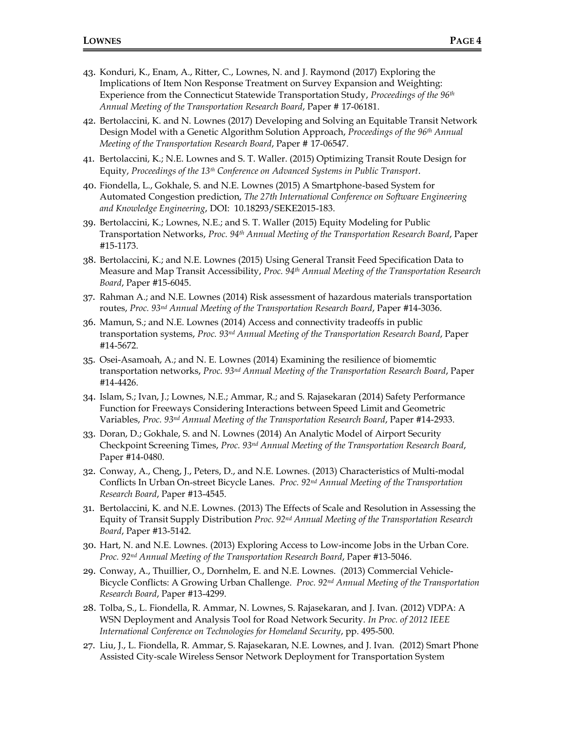43. Konduri, K., Enam, A., Ritter, C., Lownes, N. and J. Raymond (2017) Exploring the Implications of Item Non Response Treatment on Survey Expansion and Weighting: Experience from the Connecticut Statewide Transportation Study, *Proceedings of the 96th Annual Meeting of the Transportation Research Board*, Paper # 17-06181.

42. Bertolaccini, K. and N. Lownes (2017) Developing and Solving an Equitable Transit Network Design Model with a Genetic Algorithm Solution Approach, *Proceedings of the 96th Annual Meeting of the Transportation Research Board*, Paper # 17-06547.

41. Bertolaccini, K.; N.E. Lownes and S. T. Waller. (2015) Optimizing Transit Route Design for Equity, *Proceedings of the 13th Conference on Advanced Systems in Public Transport*.

40. Fiondella, L., Gokhale, S. and N.E. Lownes (2015) A Smartphone-based System for Automated Congestion prediction, *The 27th International Conference on Software Engineering and Knowledge Engineering*, DOI: 10.18293/SEKE2015-183.

39. Bertolaccini, K.; Lownes, N.E.; and S. T. Waller (2015) Equity Modeling for Public Transportation Networks, *Proc. 94th Annual Meeting of the Transportation Research Board*, Paper #15-1173.

38. Bertolaccini, K.; and N.E. Lownes (2015) Using General Transit Feed Specification Data to Measure and Map Transit Accessibility, *Proc. 94th Annual Meeting of the Transportation Research Board*, Paper #15-6045.

37. Rahman A.; and N.E. Lownes (2014) Risk assessment of hazardous materials transportation routes, *Proc. 93nd Annual Meeting of the Transportation Research Board*, Paper #14-3036.

36. Mamun, S.; and N.E. Lownes (2014) Access and connectivity tradeoffs in public transportation systems, *Proc. 93nd Annual Meeting of the Transportation Research Board*, Paper #14-5672.

35. Osei-Asamoah, A.; and N. E. Lownes (2014) Examining the resilience of biomemtic transportation networks, *Proc. 93nd Annual Meeting of the Transportation Research Board*, Paper #14-4426.

34. Islam, S.; Ivan, J.; Lownes, N.E.; Ammar, R.; and S. Rajasekaran (2014) Safety Performance Function for Freeways Considering Interactions between Speed Limit and Geometric Variables, *Proc. 93nd Annual Meeting of the Transportation Research Board*, Paper #14-2933.

33. Doran, D.; Gokhale, S. and N. Lownes (2014) An Analytic Model of Airport Security Checkpoint Screening Times, *Proc. 93nd Annual Meeting of the Transportation Research Board*, Paper #14-0480.

32. Conway, A., Cheng, J., Peters, D., and N.E. Lownes. (2013) Characteristics of Multi-modal Conflicts In Urban On-street Bicycle Lanes. *Proc. 92nd Annual Meeting of the Transportation Research Board*, Paper #13-4545.

31. Bertolaccini, K. and N.E. Lownes. (2013) The Effects of Scale and Resolution in Assessing the Equity of Transit Supply Distribution *Proc. 92nd Annual Meeting of the Transportation Research Board*, Paper #13-5142.

30. Hart, N. and N.E. Lownes. (2013) Exploring Access to Low-income Jobs in the Urban Core. *Proc. 92nd Annual Meeting of the Transportation Research Board*, Paper #13-5046.

29. Conway, A., Thuillier, O., Dornhelm, E. and N.E. Lownes. (2013) Commercial Vehicle-Bicycle Conflicts: A Growing Urban Challenge. *Proc. 92nd Annual Meeting of the Transportation Research Board*, Paper #13-4299.

28. Tolba, S., L. Fiondella, R. Ammar, N. Lownes, S. Rajasekaran, and J. Ivan. (2012) VDPA: A WSN Deployment and Analysis Tool for Road Network Security. *In Proc. of 2012 IEEE International Conference on Technologies for Homeland Security*, pp. 495-500.

27. Liu, J., L. Fiondella, R. Ammar, S. Rajasekaran, N.E. Lownes, and J. Ivan. (2012) Smart Phone Assisted City-scale Wireless Sensor Network Deployment for Transportation System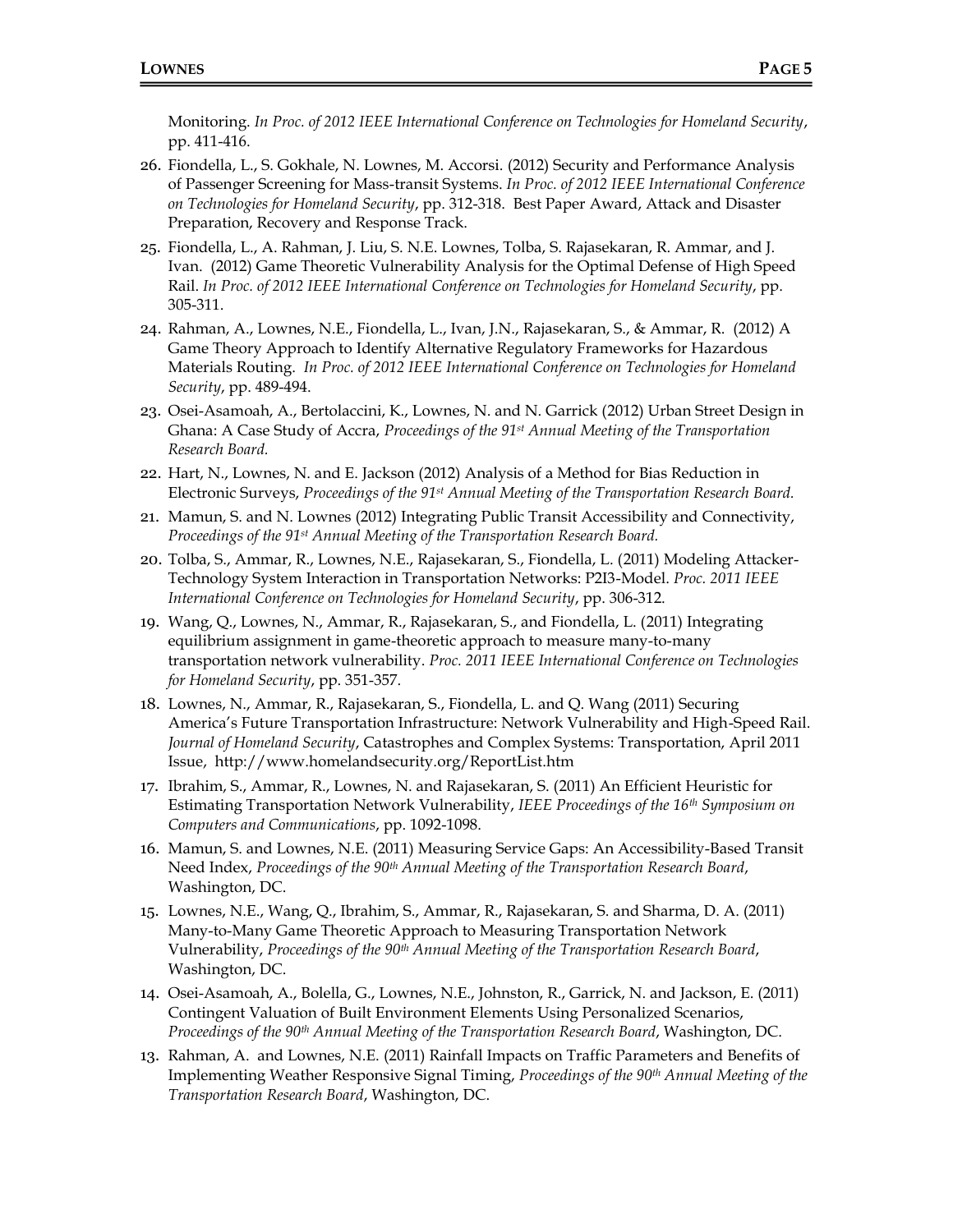Monitoring. *In Proc. of 2012 IEEE International Conference on Technologies for Homeland Security*, pp. 411-416.

26. Fiondella, L., S. Gokhale, N. Lownes, M. Accorsi. (2012) Security and Performance Analysis of Passenger Screening for Mass-transit Systems. *In Proc. of 2012 IEEE International Conference on Technologies for Homeland Security*, pp. 312-318. Best Paper Award, Attack and Disaster Preparation, Recovery and Response Track.
25. Fiondella, L., A. Rahman, J. Liu, S. N.E. Lownes, Tolba, S. Rajasekaran, R. Ammar, and J. Ivan. (2012) Game Theoretic Vulnerability Analysis for the Optimal Defense of High Speed Rail. *In Proc. of 2012 IEEE International Conference on Technologies for Homeland Security*, pp. 305-311.
24. Rahman, A., Lownes, N.E., Fiondella, L., Ivan, J.N., Rajasekaran, S., & Ammar, R. (2012) A Game Theory Approach to Identify Alternative Regulatory Frameworks for Hazardous Materials Routing. *In Proc. of 2012 IEEE International Conference on Technologies for Homeland Security*, pp. 489-494.
23. Osei-Asamoah, A., Bertolaccini, K., Lownes, N. and N. Garrick (2012) Urban Street Design in Ghana: A Case Study of Accra, *Proceedings of the 91st Annual Meeting of the Transportation Research Board.*
22. Hart, N., Lownes, N. and E. Jackson (2012) Analysis of a Method for Bias Reduction in Electronic Surveys, *Proceedings of the 91st Annual Meeting of the Transportation Research Board.*
21. Mamun, S. and N. Lownes (2012) Integrating Public Transit Accessibility and Connectivity, *Proceedings of the 91st Annual Meeting of the Transportation Research Board.*
20. Tolba, S., Ammar, R., Lownes, N.E., Rajasekaran, S., Fiondella, L. (2011) Modeling Attacker-Technology System Interaction in Transportation Networks: P2I3-Model. *Proc. 2011 IEEE International Conference on Technologies for Homeland Security*, pp. 306-312.
19. Wang, Q., Lownes, N., Ammar, R., Rajasekaran, S., and Fiondella, L. (2011) Integrating equilibrium assignment in game-theoretic approach to measure many-to-many transportation network vulnerability. *Proc. 2011 IEEE International Conference on Technologies for Homeland Security*, pp. 351-357.
18. Lownes, N., Ammar, R., Rajasekaran, S., Fiondella, L. and Q. Wang (2011) Securing America's Future Transportation Infrastructure: Network Vulnerability and High-Speed Rail. *Journal of Homeland Security*, Catastrophes and Complex Systems: Transportation, April 2011 Issue, http://www.homelandsecurity.org/ReportList.htm
17. Ibrahim, S., Ammar, R., Lownes, N. and Rajasekaran, S. (2011) An Efficient Heuristic for Estimating Transportation Network Vulnerability, *IEEE Proceedings of the 16th Symposium on Computers and Communications*, pp. 1092-1098.
16. Mamun, S. and Lownes, N.E. (2011) Measuring Service Gaps: An Accessibility-Based Transit Need Index, *Proceedings of the 90th Annual Meeting of the Transportation Research Board*, Washington, DC.
15. Lownes, N.E., Wang, Q., Ibrahim, S., Ammar, R., Rajasekaran, S. and Sharma, D. A. (2011) Many-to-Many Game Theoretic Approach to Measuring Transportation Network Vulnerability, *Proceedings of the 90th Annual Meeting of the Transportation Research Board*, Washington, DC.
14. Osei-Asamoah, A., Bolella, G., Lownes, N.E., Johnston, R., Garrick, N. and Jackson, E. (2011) Contingent Valuation of Built Environment Elements Using Personalized Scenarios, *Proceedings of the 90th Annual Meeting of the Transportation Research Board*, Washington, DC.
13. Rahman, A. and Lownes, N.E. (2011) Rainfall Impacts on Traffic Parameters and Benefits of Implementing Weather Responsive Signal Timing, *Proceedings of the 90th Annual Meeting of the Transportation Research Board*, Washington, DC.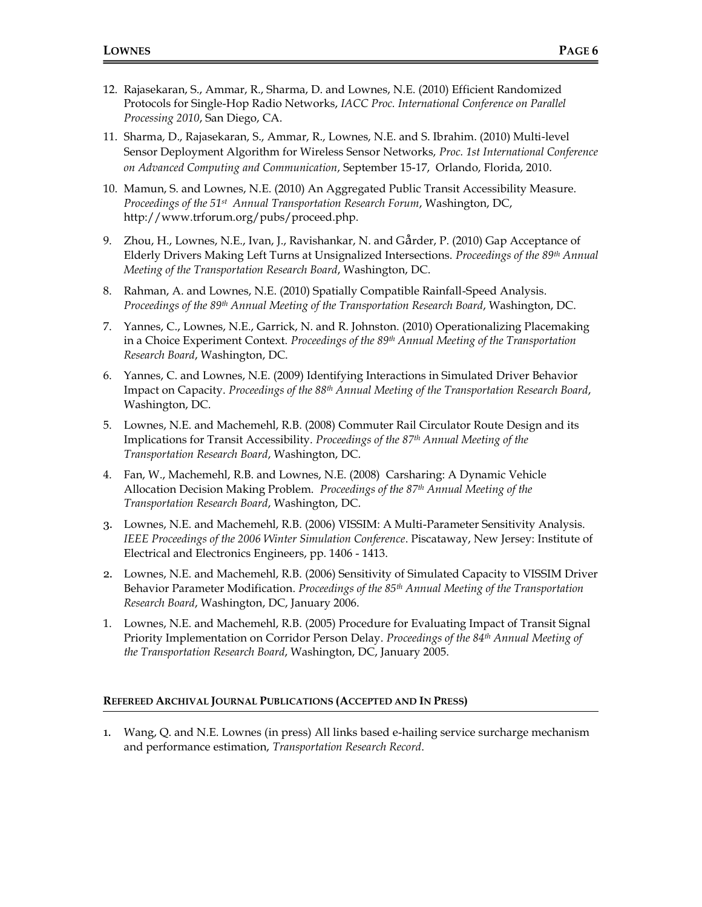12. Rajasekaran, S., Ammar, R., Sharma, D. and Lownes, N.E. (2010) Efficient Randomized Protocols for Single-Hop Radio Networks, *IACC Proc. International Conference on Parallel Processing 2010*, San Diego, CA.

11. Sharma, D., Rajasekaran, S., Ammar, R., Lownes, N.E. and S. Ibrahim. (2010) Multi-level Sensor Deployment Algorithm for Wireless Sensor Networks, *Proc. 1st International Conference on Advanced Computing and Communication*, September 15-17, Orlando, Florida, 2010.

10. Mamun, S. and Lownes, N.E. (2010) An Aggregated Public Transit Accessibility Measure. *Proceedings of the 51st Annual Transportation Research Forum*, Washington, DC, http://www.trforum.org/pubs/proceed.php.

9. Zhou, H., Lownes, N.E., Ivan, J., Ravishankar, N. and Gårder, P. (2010) Gap Acceptance of Elderly Drivers Making Left Turns at Unsignalized Intersections. *Proceedings of the 89th Annual Meeting of the Transportation Research Board*, Washington, DC.

8. Rahman, A. and Lownes, N.E. (2010) Spatially Compatible Rainfall-Speed Analysis. *Proceedings of the 89th Annual Meeting of the Transportation Research Board*, Washington, DC.

7. Yannes, C., Lownes, N.E., Garrick, N. and R. Johnston. (2010) Operationalizing Placemaking in a Choice Experiment Context. *Proceedings of the 89th Annual Meeting of the Transportation Research Board*, Washington, DC.

6. Yannes, C. and Lownes, N.E. (2009) Identifying Interactions in Simulated Driver Behavior Impact on Capacity. *Proceedings of the 88th Annual Meeting of the Transportation Research Board*, Washington, DC.

5. Lownes, N.E. and Machemehl, R.B. (2008) Commuter Rail Circulator Route Design and its Implications for Transit Accessibility. *Proceedings of the 87th Annual Meeting of the Transportation Research Board*, Washington, DC.

4. Fan, W., Machemehl, R.B. and Lownes, N.E. (2008) Carsharing: A Dynamic Vehicle Allocation Decision Making Problem. *Proceedings of the 87th Annual Meeting of the Transportation Research Board*, Washington, DC.

3. Lownes, N.E. and Machemehl, R.B. (2006) VISSIM: A Multi-Parameter Sensitivity Analysis. *IEEE Proceedings of the 2006 Winter Simulation Conference*. Piscataway, New Jersey: Institute of Electrical and Electronics Engineers, pp. 1406 - 1413.

2. Lownes, N.E. and Machemehl, R.B. (2006) Sensitivity of Simulated Capacity to VISSIM Driver Behavior Parameter Modification. *Proceedings of the 85th Annual Meeting of the Transportation Research Board*, Washington, DC, January 2006.

1. Lownes, N.E. and Machemehl, R.B. (2005) Procedure for Evaluating Impact of Transit Signal Priority Implementation on Corridor Person Delay. *Proceedings of the 84th Annual Meeting of the Transportation Research Board*, Washington, DC, January 2005.

#### **REFEREED ARCHIVAL JOURNAL PUBLICATIONS (ACCEPTED AND IN PRESS)**

1. Wang, Q. and N.E. Lownes (in press) All links based e-hailing service surcharge mechanism and performance estimation, *Transportation Research Record*.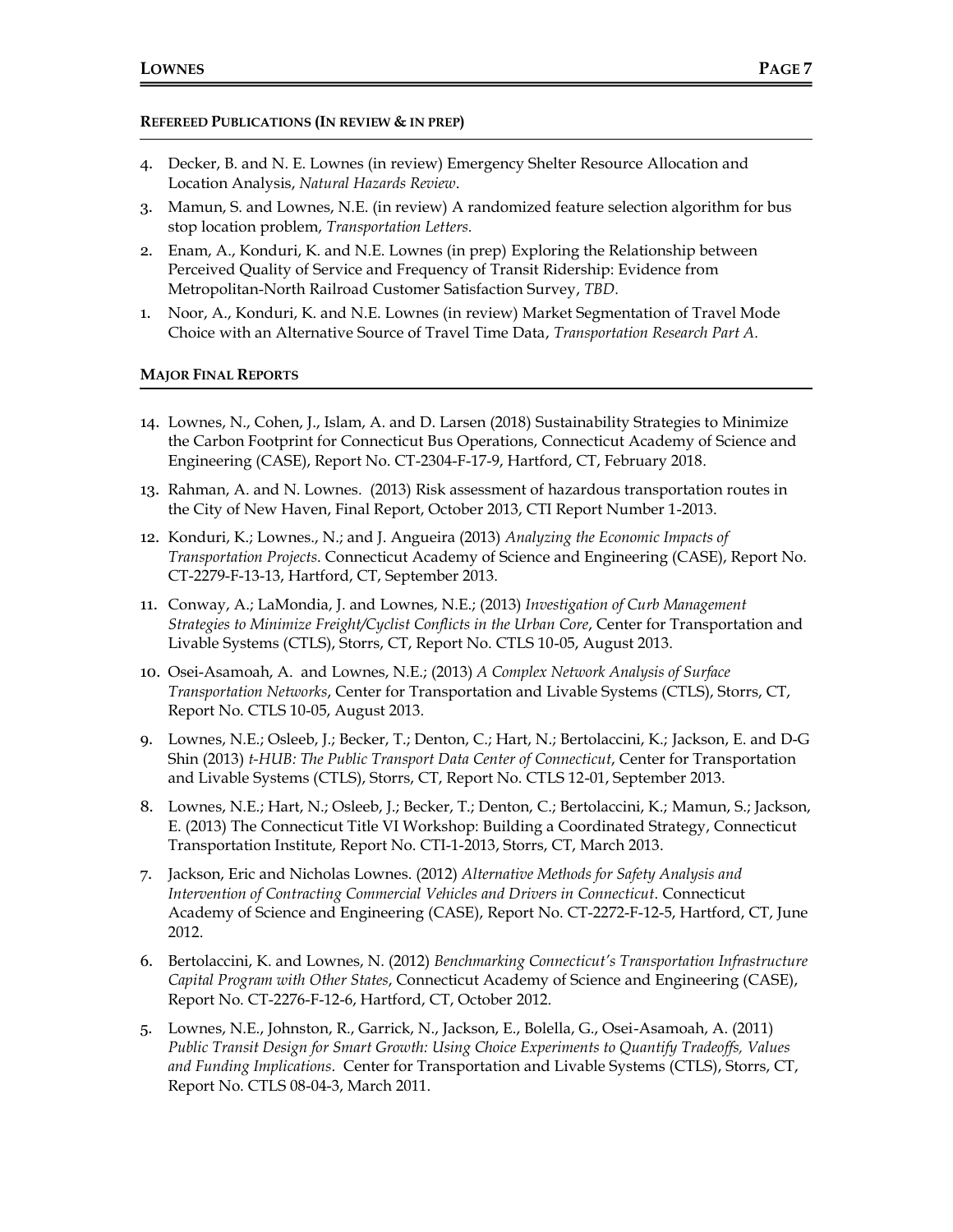### REFEREED PUBLICATIONS (IN REVIEW & IN PREP)

4. Decker, B. and N. E. Lownes (in review) Emergency Shelter Resource Allocation and Location Analysis, *Natural Hazards Review*.
3. Mamun, S. and Lownes, N.E. (in review) A randomized feature selection algorithm for bus stop location problem, *Transportation Letters.*
2. Enam, A., Konduri, K. and N.E. Lownes (in prep) Exploring the Relationship between Perceived Quality of Service and Frequency of Transit Ridership: Evidence from Metropolitan-North Railroad Customer Satisfaction Survey, *TBD.*
1. Noor, A., Konduri, K. and N.E. Lownes (in review) Market Segmentation of Travel Mode Choice with an Alternative Source of Travel Time Data, *Transportation Research Part A.*

### MAJOR FINAL REPORTS

14. Lownes, N., Cohen, J., Islam, A. and D. Larsen (2018) Sustainability Strategies to Minimize the Carbon Footprint for Connecticut Bus Operations, Connecticut Academy of Science and Engineering (CASE), Report No. CT-2304-F-17-9, Hartford, CT, February 2018.
13. Rahman, A. and N. Lownes. (2013) Risk assessment of hazardous transportation routes in the City of New Haven, Final Report, October 2013, CTI Report Number 1-2013.
12. Konduri, K.; Lownes., N.; and J. Angueira (2013) *Analyzing the Economic Impacts of Transportation Projects.* Connecticut Academy of Science and Engineering (CASE), Report No. CT-2279-F-13-13, Hartford, CT, September 2013.
11. Conway, A.; LaMondia, J. and Lownes, N.E.; (2013) *Investigation of Curb Management Strategies to Minimize Freight/Cyclist Conflicts in the Urban Core*, Center for Transportation and Livable Systems (CTLS), Storrs, CT, Report No. CTLS 10-05, August 2013.
10. Osei-Asamoah, A. and Lownes, N.E.; (2013) *A Complex Network Analysis of Surface Transportation Networks*, Center for Transportation and Livable Systems (CTLS), Storrs, CT, Report No. CTLS 10-05, August 2013.
9. Lownes, N.E.; Osleeb, J.; Becker, T.; Denton, C.; Hart, N.; Bertolaccini, K.; Jackson, E. and D-G Shin (2013) *t-HUB: The Public Transport Data Center of Connecticut*, Center for Transportation and Livable Systems (CTLS), Storrs, CT, Report No. CTLS 12-01, September 2013.
8. Lownes, N.E.; Hart, N.; Osleeb, J.; Becker, T.; Denton, C.; Bertolaccini, K.; Mamun, S.; Jackson, E. (2013) The Connecticut Title VI Workshop: Building a Coordinated Strategy, Connecticut Transportation Institute, Report No. CTI-1-2013, Storrs, CT, March 2013.
7. Jackson, Eric and Nicholas Lownes. (2012) *Alternative Methods for Safety Analysis and Intervention of Contracting Commercial Vehicles and Drivers in Connecticut*. Connecticut Academy of Science and Engineering (CASE), Report No. CT-2272-F-12-5, Hartford, CT, June 2012.
6. Bertolaccini, K. and Lownes, N. (2012) *Benchmarking Connecticut's Transportation Infrastructure Capital Program with Other States*, Connecticut Academy of Science and Engineering (CASE), Report No. CT-2276-F-12-6, Hartford, CT, October 2012.
5. Lownes, N.E., Johnston, R., Garrick, N., Jackson, E., Bolella, G., Osei-Asamoah, A. (2011) *Public Transit Design for Smart Growth: Using Choice Experiments to Quantify Tradeoffs, Values and Funding Implications*. Center for Transportation and Livable Systems (CTLS), Storrs, CT, Report No. CTLS 08-04-3, March 2011.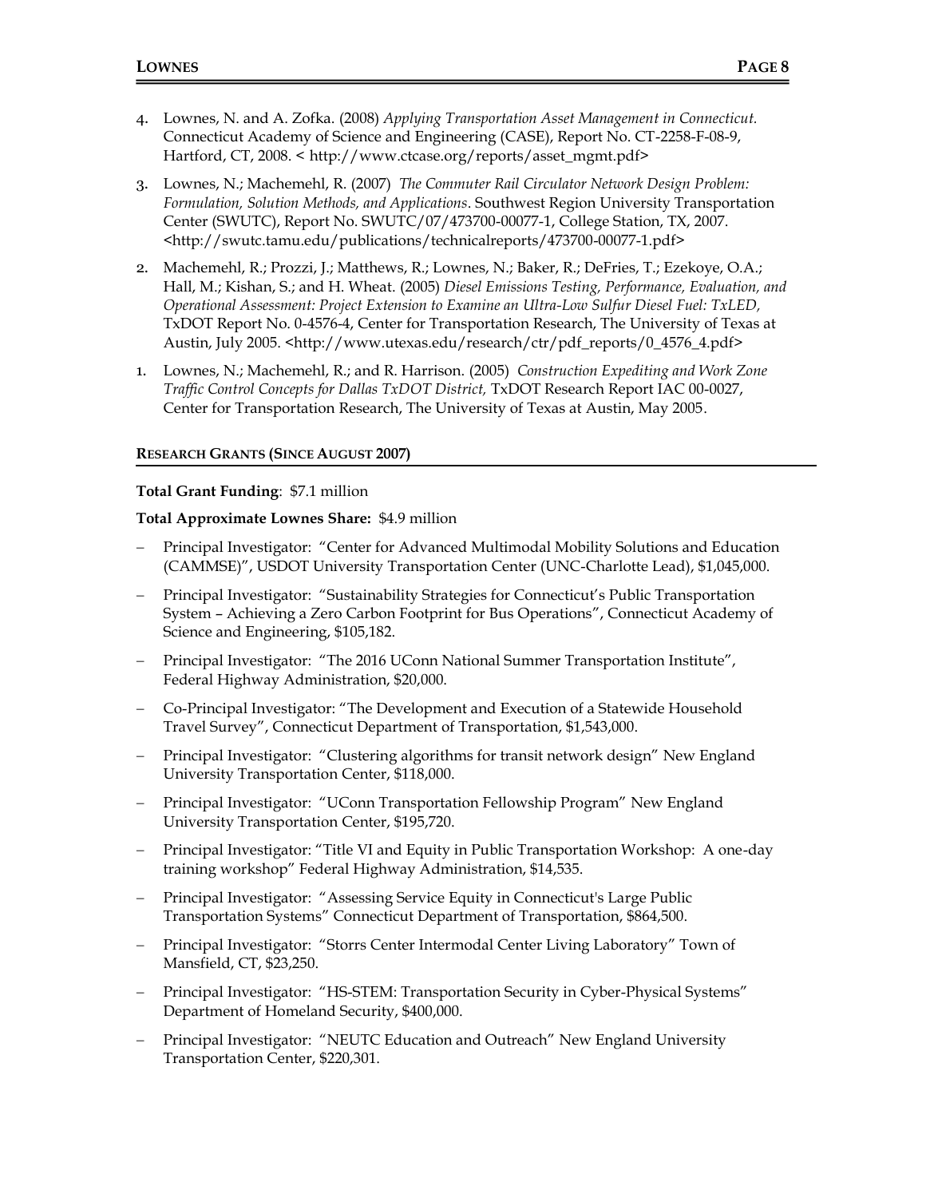4. Lownes, N. and A. Zofka. (2008) *Applying Transportation Asset Management in Connecticut.* Connecticut Academy of Science and Engineering (CASE), Report No. CT-2258-F-08-9, Hartford, CT, 2008. < http://www.ctcase.org/reports/asset_mgmt.pdf>

3. Lownes, N.; Machemehl, R. (2007) *The Commuter Rail Circulator Network Design Problem: Formulation, Solution Methods, and Applications*. Southwest Region University Transportation Center (SWUTC), Report No. SWUTC/07/473700-00077-1, College Station, TX, 2007. <http://swutc.tamu.edu/publications/technicalreports/473700-00077-1.pdf>

2. Machemehl, R.; Prozzi, J.; Matthews, R.; Lownes, N.; Baker, R.; DeFries, T.; Ezekoye, O.A.; Hall, M.; Kishan, S.; and H. Wheat. (2005) *Diesel Emissions Testing, Performance, Evaluation, and Operational Assessment: Project Extension to Examine an Ultra-Low Sulfur Diesel Fuel: TxLED,* TxDOT Report No. 0-4576-4, Center for Transportation Research, The University of Texas at Austin, July 2005. <http://www.utexas.edu/research/ctr/pdf_reports/0_4576_4.pdf>

1. Lownes, N.; Machemehl, R.; and R. Harrison. (2005) *Construction Expediting and Work Zone Traffic Control Concepts for Dallas TxDOT District,* TxDOT Research Report IAC 00-0027, Center for Transportation Research, The University of Texas at Austin, May 2005.

## RESEARCH GRANTS (SINCE AUGUST 2007)

**Total Grant Funding**: $7.1 million

**Total Approximate Lownes Share:** $4.9 million

- Principal Investigator: "Center for Advanced Multimodal Mobility Solutions and Education (CAMMSE)", USDOT University Transportation Center (UNC-Charlotte Lead), $1,045,000.
- Principal Investigator: "Sustainability Strategies for Connecticut's Public Transportation System – Achieving a Zero Carbon Footprint for Bus Operations", Connecticut Academy of Science and Engineering, $105,182.
- Principal Investigator: "The 2016 UConn National Summer Transportation Institute", Federal Highway Administration, $20,000.
- Co-Principal Investigator: "The Development and Execution of a Statewide Household Travel Survey", Connecticut Department of Transportation, $1,543,000.
- Principal Investigator: "Clustering algorithms for transit network design" New England University Transportation Center, $118,000.
- Principal Investigator: "UConn Transportation Fellowship Program" New England University Transportation Center, $195,720.
- Principal Investigator: "Title VI and Equity in Public Transportation Workshop: A one-day training workshop" Federal Highway Administration, $14,535.
- Principal Investigator: "Assessing Service Equity in Connecticut's Large Public Transportation Systems" Connecticut Department of Transportation, $864,500.
- Principal Investigator: "Storrs Center Intermodal Center Living Laboratory" Town of Mansfield, CT, $23,250.
- Principal Investigator: "HS-STEM: Transportation Security in Cyber-Physical Systems" Department of Homeland Security, $400,000.
- Principal Investigator: "NEUTC Education and Outreach" New England University Transportation Center, $220,301.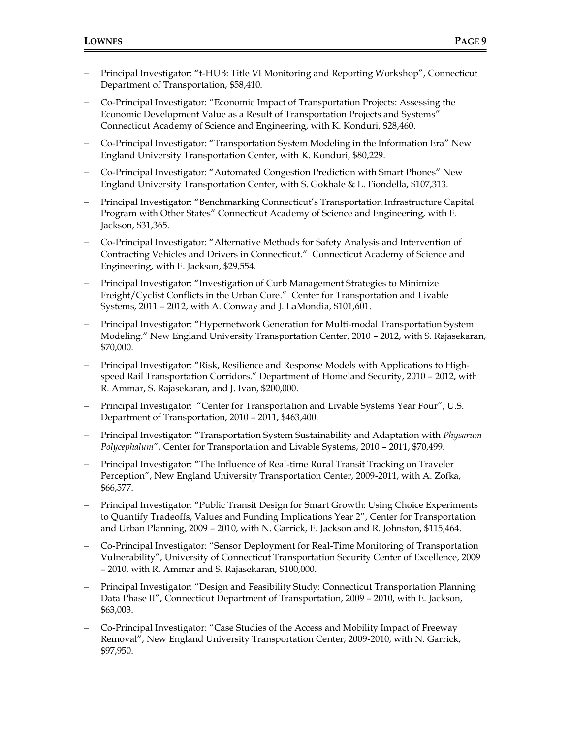- Principal Investigator: "t-HUB: Title VI Monitoring and Reporting Workshop", Connecticut Department of Transportation, $58,410.
- Co-Principal Investigator: "Economic Impact of Transportation Projects: Assessing the Economic Development Value as a Result of Transportation Projects and Systems" Connecticut Academy of Science and Engineering, with K. Konduri, $28,460.
- Co-Principal Investigator: "Transportation System Modeling in the Information Era" New England University Transportation Center, with K. Konduri, $80,229.
- Co-Principal Investigator: "Automated Congestion Prediction with Smart Phones" New England University Transportation Center, with S. Gokhale & L. Fiondella, $107,313.
- Principal Investigator: "Benchmarking Connecticut's Transportation Infrastructure Capital Program with Other States" Connecticut Academy of Science and Engineering, with E. Jackson, $31,365.
- Co-Principal Investigator: "Alternative Methods for Safety Analysis and Intervention of Contracting Vehicles and Drivers in Connecticut." Connecticut Academy of Science and Engineering, with E. Jackson, $29,554.
- Principal Investigator: "Investigation of Curb Management Strategies to Minimize Freight/Cyclist Conflicts in the Urban Core." Center for Transportation and Livable Systems, 2011 – 2012, with A. Conway and J. LaMondia, $101,601.
- Principal Investigator: "Hypernetwork Generation for Multi-modal Transportation System Modeling." New England University Transportation Center, 2010 – 2012, with S. Rajasekaran, $70,000.
- Principal Investigator: "Risk, Resilience and Response Models with Applications to High-speed Rail Transportation Corridors." Department of Homeland Security, 2010 – 2012, with R. Ammar, S. Rajasekaran, and J. Ivan, $200,000.
- Principal Investigator: "Center for Transportation and Livable Systems Year Four", U.S. Department of Transportation, 2010 – 2011, $463,400.
- Principal Investigator: "Transportation System Sustainability and Adaptation with *Physarum Polycephalum*", Center for Transportation and Livable Systems, 2010 – 2011, $70,499.
- Principal Investigator: "The Influence of Real-time Rural Transit Tracking on Traveler Perception", New England University Transportation Center, 2009-2011, with A. Zofka, $66,577.
- Principal Investigator: "Public Transit Design for Smart Growth: Using Choice Experiments to Quantify Tradeoffs, Values and Funding Implications Year 2", Center for Transportation and Urban Planning, 2009 – 2010, with N. Garrick, E. Jackson and R. Johnston, $115,464.
- Co-Principal Investigator: "Sensor Deployment for Real-Time Monitoring of Transportation Vulnerability", University of Connecticut Transportation Security Center of Excellence, 2009 – 2010, with R. Ammar and S. Rajasekaran, $100,000.
- Principal Investigator: "Design and Feasibility Study: Connecticut Transportation Planning Data Phase II", Connecticut Department of Transportation, 2009 – 2010, with E. Jackson, $63,003.
- Co-Principal Investigator: "Case Studies of the Access and Mobility Impact of Freeway Removal", New England University Transportation Center, 2009-2010, with N. Garrick, $97,950.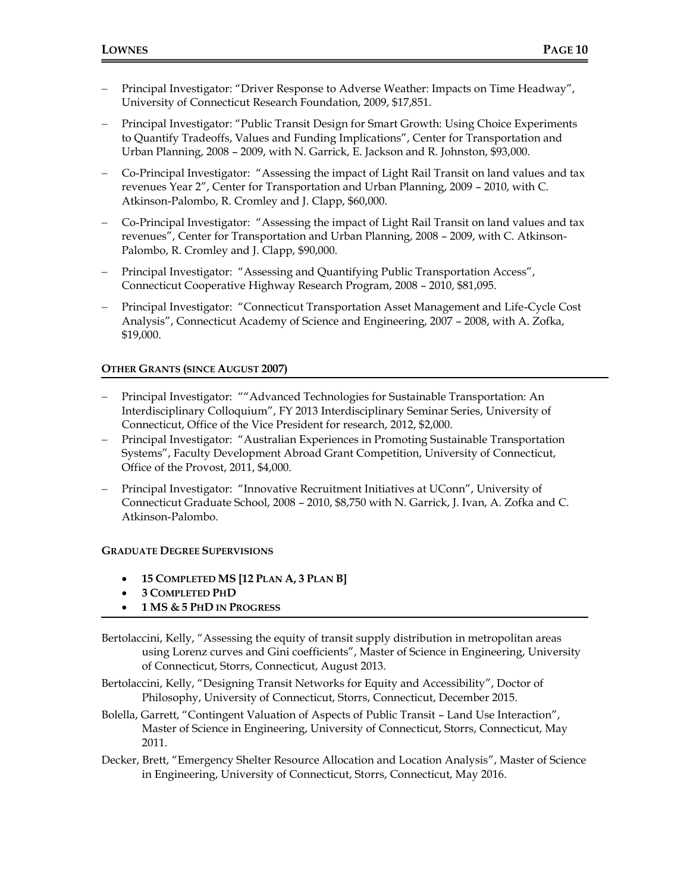- Principal Investigator: "Driver Response to Adverse Weather: Impacts on Time Headway", University of Connecticut Research Foundation, 2009, $17,851.
- Principal Investigator: "Public Transit Design for Smart Growth: Using Choice Experiments to Quantify Tradeoffs, Values and Funding Implications", Center for Transportation and Urban Planning, 2008 – 2009, with N. Garrick, E. Jackson and R. Johnston, $93,000.
- Co-Principal Investigator: "Assessing the impact of Light Rail Transit on land values and tax revenues Year 2", Center for Transportation and Urban Planning, 2009 – 2010, with C. Atkinson-Palombo, R. Cromley and J. Clapp, $60,000.
- Co-Principal Investigator: "Assessing the impact of Light Rail Transit on land values and tax revenues", Center for Transportation and Urban Planning, 2008 – 2009, with C. Atkinson-Palombo, R. Cromley and J. Clapp, $90,000.
- Principal Investigator: "Assessing and Quantifying Public Transportation Access", Connecticut Cooperative Highway Research Program, 2008 – 2010, $81,095.
- Principal Investigator: "Connecticut Transportation Asset Management and Life-Cycle Cost Analysis", Connecticut Academy of Science and Engineering, 2007 – 2008, with A. Zofka, $19,000.

### OTHER GRANTS (SINCE AUGUST 2007)

- Principal Investigator: ""Advanced Technologies for Sustainable Transportation: An Interdisciplinary Colloquium", FY 2013 Interdisciplinary Seminar Series, University of Connecticut, Office of the Vice President for research, 2012, $2,000.
- Principal Investigator: "Australian Experiences in Promoting Sustainable Transportation Systems", Faculty Development Abroad Grant Competition, University of Connecticut, Office of the Provost, 2011, $4,000.
- Principal Investigator: "Innovative Recruitment Initiatives at UConn", University of Connecticut Graduate School, 2008 – 2010, $8,750 with N. Garrick, J. Ivan, A. Zofka and C. Atkinson-Palombo.

### GRADUATE DEGREE SUPERVISIONS

- **15 COMPLETED MS [12 PLAN A, 3 PLAN B]**
- **3 COMPLETED PHD**
- **1 MS & 5 PHD IN PROGRESS**

Bertolaccini, Kelly, "Assessing the equity of transit supply distribution in metropolitan areas using Lorenz curves and Gini coefficients", Master of Science in Engineering, University of Connecticut, Storrs, Connecticut, August 2013.

Bertolaccini, Kelly, "Designing Transit Networks for Equity and Accessibility", Doctor of Philosophy, University of Connecticut, Storrs, Connecticut, December 2015.

Bolella, Garrett, "Contingent Valuation of Aspects of Public Transit – Land Use Interaction", Master of Science in Engineering, University of Connecticut, Storrs, Connecticut, May 2011.

Decker, Brett, "Emergency Shelter Resource Allocation and Location Analysis", Master of Science in Engineering, University of Connecticut, Storrs, Connecticut, May 2016.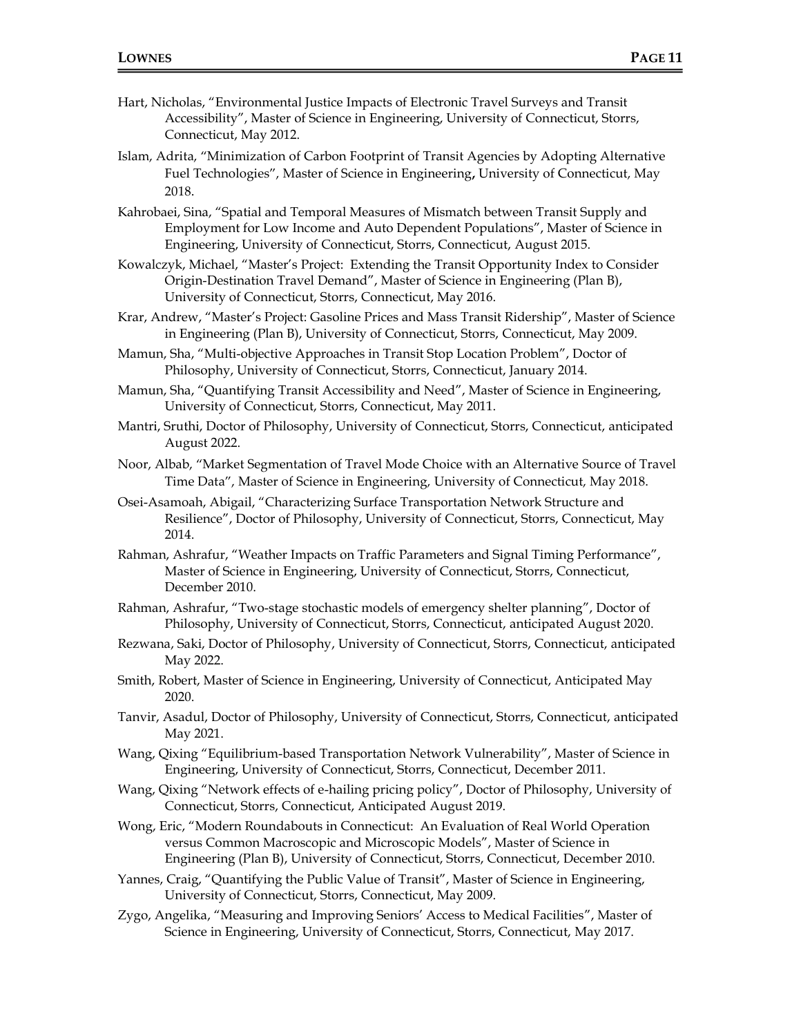Hart, Nicholas, "Environmental Justice Impacts of Electronic Travel Surveys and Transit Accessibility", Master of Science in Engineering, University of Connecticut, Storrs, Connecticut, May 2012.

Islam, Adrita, "Minimization of Carbon Footprint of Transit Agencies by Adopting Alternative Fuel Technologies", Master of Science in Engineering**,** University of Connecticut, May 2018.

Kahrobaei, Sina, "Spatial and Temporal Measures of Mismatch between Transit Supply and Employment for Low Income and Auto Dependent Populations", Master of Science in Engineering, University of Connecticut, Storrs, Connecticut, August 2015.

Kowalczyk, Michael, "Master's Project: Extending the Transit Opportunity Index to Consider Origin-Destination Travel Demand", Master of Science in Engineering (Plan B), University of Connecticut, Storrs, Connecticut, May 2016.

Krar, Andrew, "Master's Project: Gasoline Prices and Mass Transit Ridership", Master of Science in Engineering (Plan B), University of Connecticut, Storrs, Connecticut, May 2009.

Mamun, Sha, "Multi-objective Approaches in Transit Stop Location Problem", Doctor of Philosophy, University of Connecticut, Storrs, Connecticut, January 2014.

Mamun, Sha, "Quantifying Transit Accessibility and Need", Master of Science in Engineering, University of Connecticut, Storrs, Connecticut, May 2011.

Mantri, Sruthi, Doctor of Philosophy, University of Connecticut, Storrs, Connecticut, anticipated August 2022.

Noor, Albab, "Market Segmentation of Travel Mode Choice with an Alternative Source of Travel Time Data", Master of Science in Engineering, University of Connecticut, May 2018.

Osei-Asamoah, Abigail, "Characterizing Surface Transportation Network Structure and Resilience", Doctor of Philosophy, University of Connecticut, Storrs, Connecticut, May 2014.

Rahman, Ashrafur, "Weather Impacts on Traffic Parameters and Signal Timing Performance", Master of Science in Engineering, University of Connecticut, Storrs, Connecticut, December 2010.

Rahman, Ashrafur, "Two-stage stochastic models of emergency shelter planning", Doctor of Philosophy, University of Connecticut, Storrs, Connecticut, anticipated August 2020.

Rezwana, Saki, Doctor of Philosophy, University of Connecticut, Storrs, Connecticut, anticipated May 2022.

Smith, Robert, Master of Science in Engineering, University of Connecticut, Anticipated May 2020.

Tanvir, Asadul, Doctor of Philosophy, University of Connecticut, Storrs, Connecticut, anticipated May 2021.

Wang, Qixing "Equilibrium-based Transportation Network Vulnerability", Master of Science in Engineering, University of Connecticut, Storrs, Connecticut, December 2011.

Wang, Qixing "Network effects of e-hailing pricing policy", Doctor of Philosophy, University of Connecticut, Storrs, Connecticut, Anticipated August 2019.

Wong, Eric, "Modern Roundabouts in Connecticut: An Evaluation of Real World Operation versus Common Macroscopic and Microscopic Models", Master of Science in Engineering (Plan B), University of Connecticut, Storrs, Connecticut, December 2010.

Yannes, Craig, "Quantifying the Public Value of Transit", Master of Science in Engineering, University of Connecticut, Storrs, Connecticut, May 2009.

Zygo, Angelika, "Measuring and Improving Seniors' Access to Medical Facilities", Master of Science in Engineering, University of Connecticut, Storrs, Connecticut, May 2017.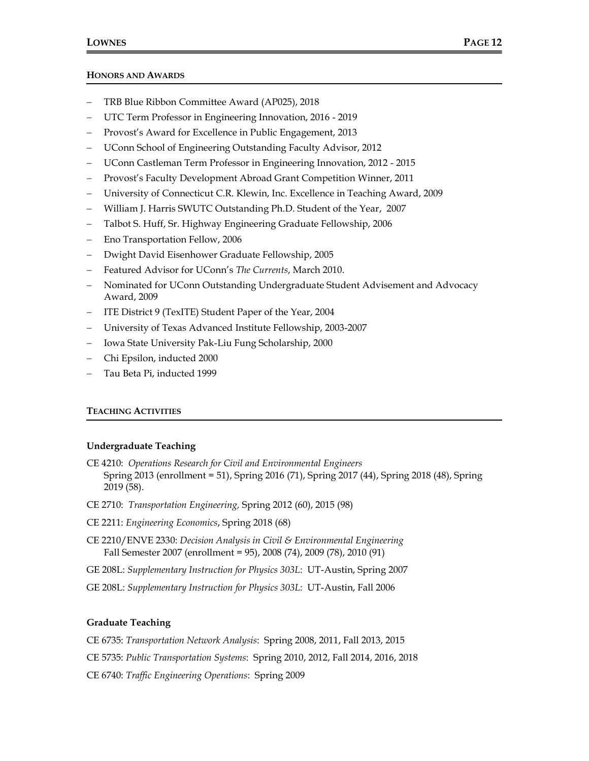## HONORS AND AWARDS

- TRB Blue Ribbon Committee Award (AP025), 2018
- UTC Term Professor in Engineering Innovation, 2016 - 2019
- Provost's Award for Excellence in Public Engagement, 2013
- UConn School of Engineering Outstanding Faculty Advisor, 2012
- UConn Castleman Term Professor in Engineering Innovation, 2012 - 2015
- Provost's Faculty Development Abroad Grant Competition Winner, 2011
- University of Connecticut C.R. Klewin, Inc. Excellence in Teaching Award, 2009
- William J. Harris SWUTC Outstanding Ph.D. Student of the Year, 2007
- Talbot S. Huff, Sr. Highway Engineering Graduate Fellowship, 2006
- Eno Transportation Fellow, 2006
- Dwight David Eisenhower Graduate Fellowship, 2005
- Featured Advisor for UConn's *The Currents*, March 2010.
- Nominated for UConn Outstanding Undergraduate Student Advisement and Advocacy Award, 2009
- ITE District 9 (TexITE) Student Paper of the Year, 2004
- University of Texas Advanced Institute Fellowship, 2003-2007
- Iowa State University Pak-Liu Fung Scholarship, 2000
- Chi Epsilon, inducted 2000
- Tau Beta Pi, inducted 1999

## TEACHING ACTIVITIES

### Undergraduate Teaching

CE 4210: *Operations Research for Civil and Environmental Engineers*
Spring 2013 (enrollment = 51), Spring 2016 (71), Spring 2017 (44), Spring 2018 (48), Spring 2019 (58).

CE 2710: *Transportation Engineering,* Spring 2012 (60), 2015 (98)

CE 2211: *Engineering Economics*, Spring 2018 (68)

CE 2210/ENVE 2330: *Decision Analysis in Civil & Environmental Engineering*
Fall Semester 2007 (enrollment = 95), 2008 (74), 2009 (78), 2010 (91)

GE 208L: *Supplementary Instruction for Physics 303L*: UT-Austin, Spring 2007

GE 208L: *Supplementary Instruction for Physics 303L*: UT-Austin, Fall 2006

### Graduate Teaching

CE 6735: *Transportation Network Analysis*: Spring 2008, 2011, Fall 2013, 2015

CE 5735: *Public Transportation Systems*: Spring 2010, 2012, Fall 2014, 2016, 2018

CE 6740: *Traffic Engineering Operations*: Spring 2009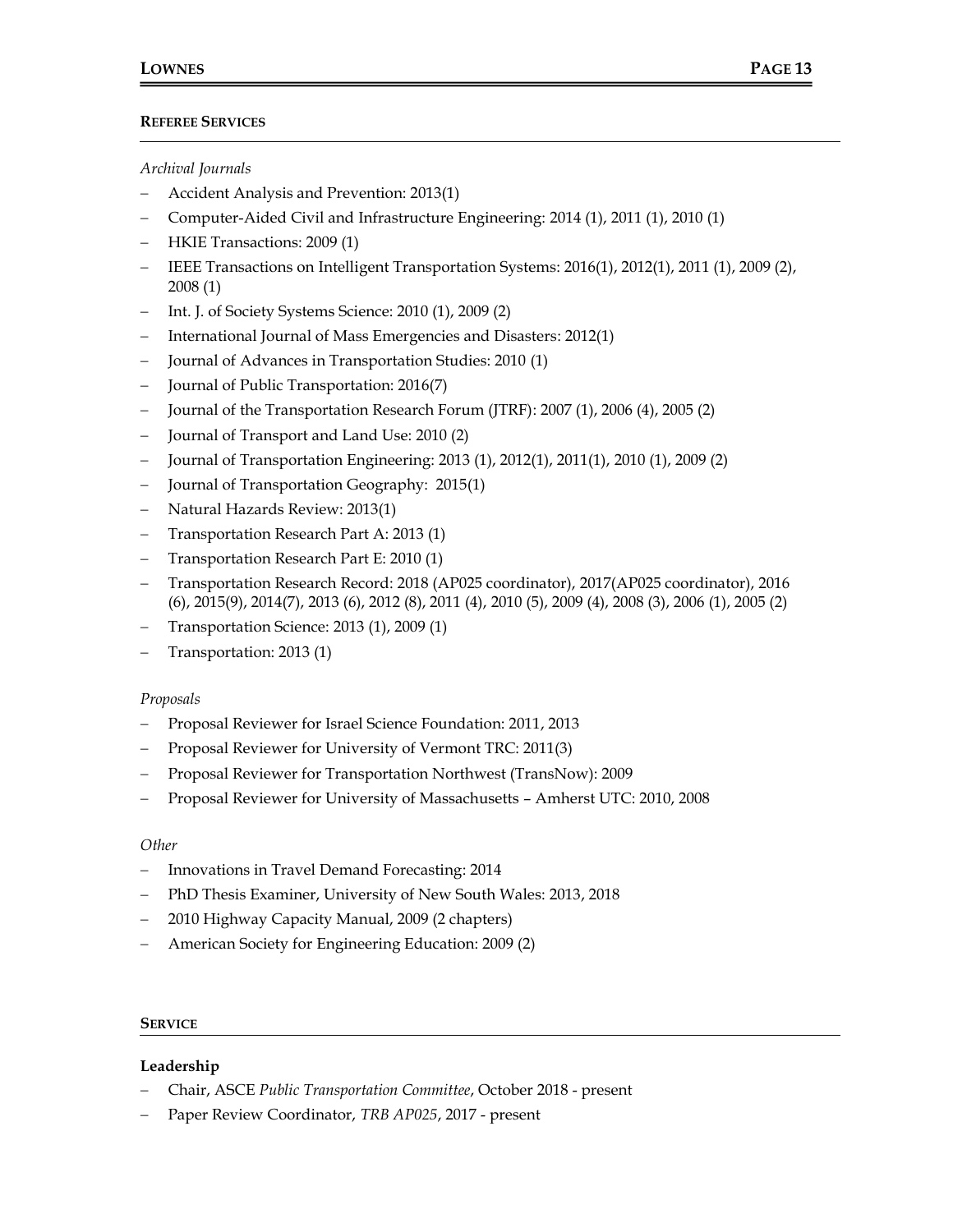## REFEREE SERVICES

*Archival Journals*

- Accident Analysis and Prevention: 2013(1)
- Computer-Aided Civil and Infrastructure Engineering: 2014 (1), 2011 (1), 2010 (1)
- HKIE Transactions: 2009 (1)
- IEEE Transactions on Intelligent Transportation Systems: 2016(1), 2012(1), 2011 (1), 2009 (2), 2008 (1)
- Int. J. of Society Systems Science: 2010 (1), 2009 (2)
- International Journal of Mass Emergencies and Disasters: 2012(1)
- Journal of Advances in Transportation Studies: 2010 (1)
- Journal of Public Transportation: 2016(7)
- Journal of the Transportation Research Forum (JTRF): 2007 (1), 2006 (4), 2005 (2)
- Journal of Transport and Land Use: 2010 (2)
- Journal of Transportation Engineering: 2013 (1), 2012(1), 2011(1), 2010 (1), 2009 (2)
- Journal of Transportation Geography: 2015(1)
- Natural Hazards Review: 2013(1)
- Transportation Research Part A: 2013 (1)
- Transportation Research Part E: 2010 (1)
- Transportation Research Record: 2018 (AP025 coordinator), 2017(AP025 coordinator), 2016 (6), 2015(9), 2014(7), 2013 (6), 2012 (8), 2011 (4), 2010 (5), 2009 (4), 2008 (3), 2006 (1), 2005 (2)
- Transportation Science: 2013 (1), 2009 (1)
- Transportation: 2013 (1)

*Proposals*

- Proposal Reviewer for Israel Science Foundation: 2011, 2013
- Proposal Reviewer for University of Vermont TRC: 2011(3)
- Proposal Reviewer for Transportation Northwest (TransNow): 2009
- Proposal Reviewer for University of Massachusetts – Amherst UTC: 2010, 2008

*Other*

- Innovations in Travel Demand Forecasting: 2014
- PhD Thesis Examiner, University of New South Wales: 2013, 2018
- 2010 Highway Capacity Manual, 2009 (2 chapters)
- American Society for Engineering Education: 2009 (2)

## SERVICE

### Leadership

- Chair, ASCE *Public Transportation Committee*, October 2018 - present
- Paper Review Coordinator, *TRB AP025*, 2017 - present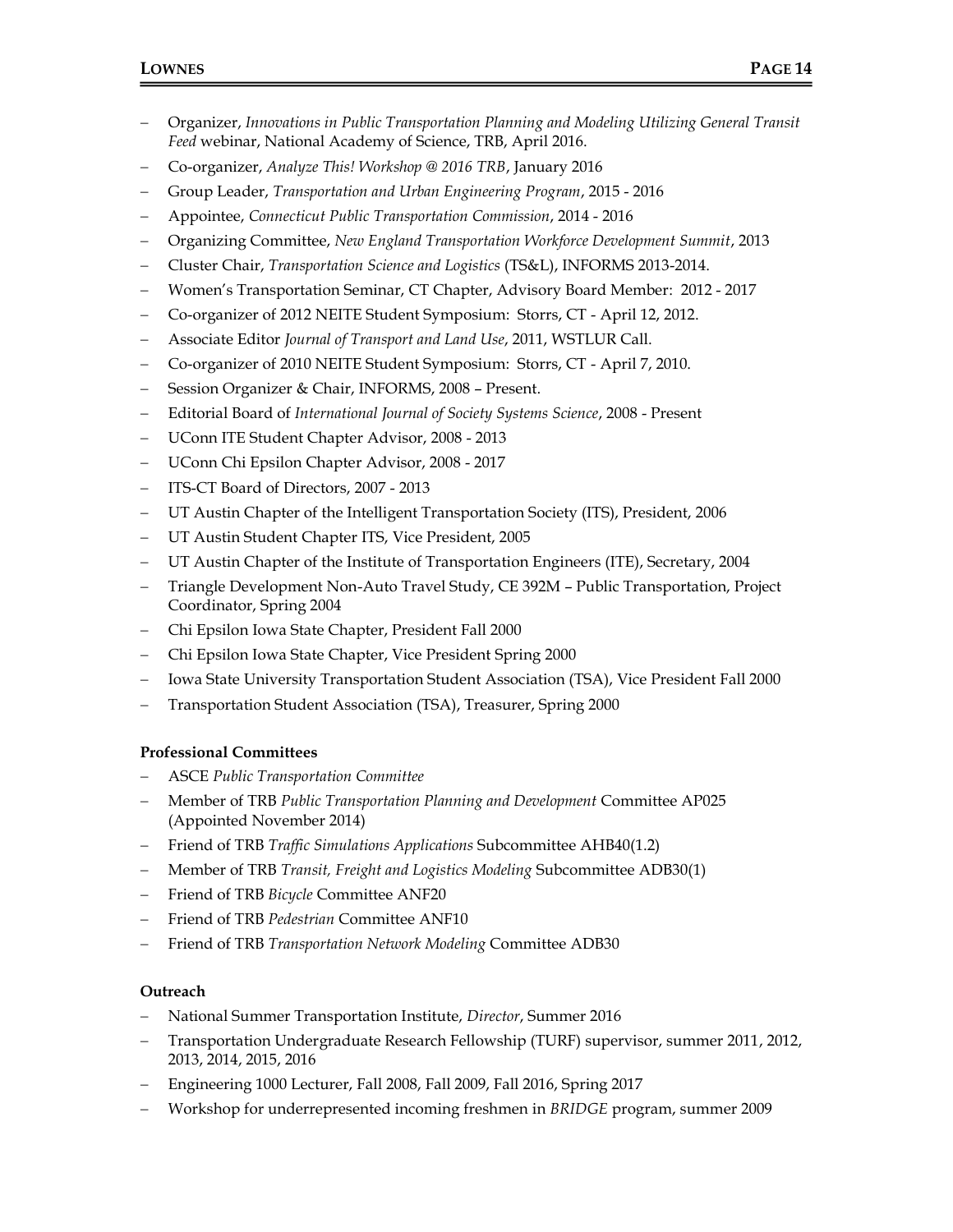- Organizer, *Innovations in Public Transportation Planning and Modeling Utilizing General Transit Feed* webinar, National Academy of Science, TRB, April 2016.
- Co-organizer, *Analyze This! Workshop @ 2016 TRB*, January 2016
- Group Leader, *Transportation and Urban Engineering Program*, 2015 - 2016
- Appointee, *Connecticut Public Transportation Commission*, 2014 - 2016
- Organizing Committee, *New England Transportation Workforce Development Summit*, 2013
- Cluster Chair, *Transportation Science and Logistics* (TS&L), INFORMS 2013-2014.
- Women's Transportation Seminar, CT Chapter, Advisory Board Member: 2012 - 2017
- Co-organizer of 2012 NEITE Student Symposium: Storrs, CT - April 12, 2012.
- Associate Editor *Journal of Transport and Land Use*, 2011, WSTLUR Call.
- Co-organizer of 2010 NEITE Student Symposium: Storrs, CT - April 7, 2010.
- Session Organizer & Chair, INFORMS, 2008 – Present.
- Editorial Board of *International Journal of Society Systems Science*, 2008 - Present
- UConn ITE Student Chapter Advisor, 2008 - 2013
- UConn Chi Epsilon Chapter Advisor, 2008 - 2017
- ITS-CT Board of Directors, 2007 - 2013
- UT Austin Chapter of the Intelligent Transportation Society (ITS), President, 2006
- UT Austin Student Chapter ITS, Vice President, 2005
- UT Austin Chapter of the Institute of Transportation Engineers (ITE), Secretary, 2004
- Triangle Development Non-Auto Travel Study, CE 392M – Public Transportation, Project Coordinator, Spring 2004
- Chi Epsilon Iowa State Chapter, President Fall 2000
- Chi Epsilon Iowa State Chapter, Vice President Spring 2000
- Iowa State University Transportation Student Association (TSA), Vice President Fall 2000
- Transportation Student Association (TSA), Treasurer, Spring 2000

**Professional Committees**

- ASCE *Public Transportation Committee*
- Member of TRB *Public Transportation Planning and Development* Committee AP025 (Appointed November 2014)
- Friend of TRB *Traffic Simulations Applications* Subcommittee AHB40(1.2)
- Member of TRB *Transit, Freight and Logistics Modeling* Subcommittee ADB30(1)
- Friend of TRB *Bicycle* Committee ANF20
- Friend of TRB *Pedestrian* Committee ANF10
- Friend of TRB *Transportation Network Modeling* Committee ADB30

**Outreach**

- National Summer Transportation Institute, *Director*, Summer 2016
- Transportation Undergraduate Research Fellowship (TURF) supervisor, summer 2011, 2012, 2013, 2014, 2015, 2016
- Engineering 1000 Lecturer, Fall 2008, Fall 2009, Fall 2016, Spring 2017
- Workshop for underrepresented incoming freshmen in *BRIDGE* program, summer 2009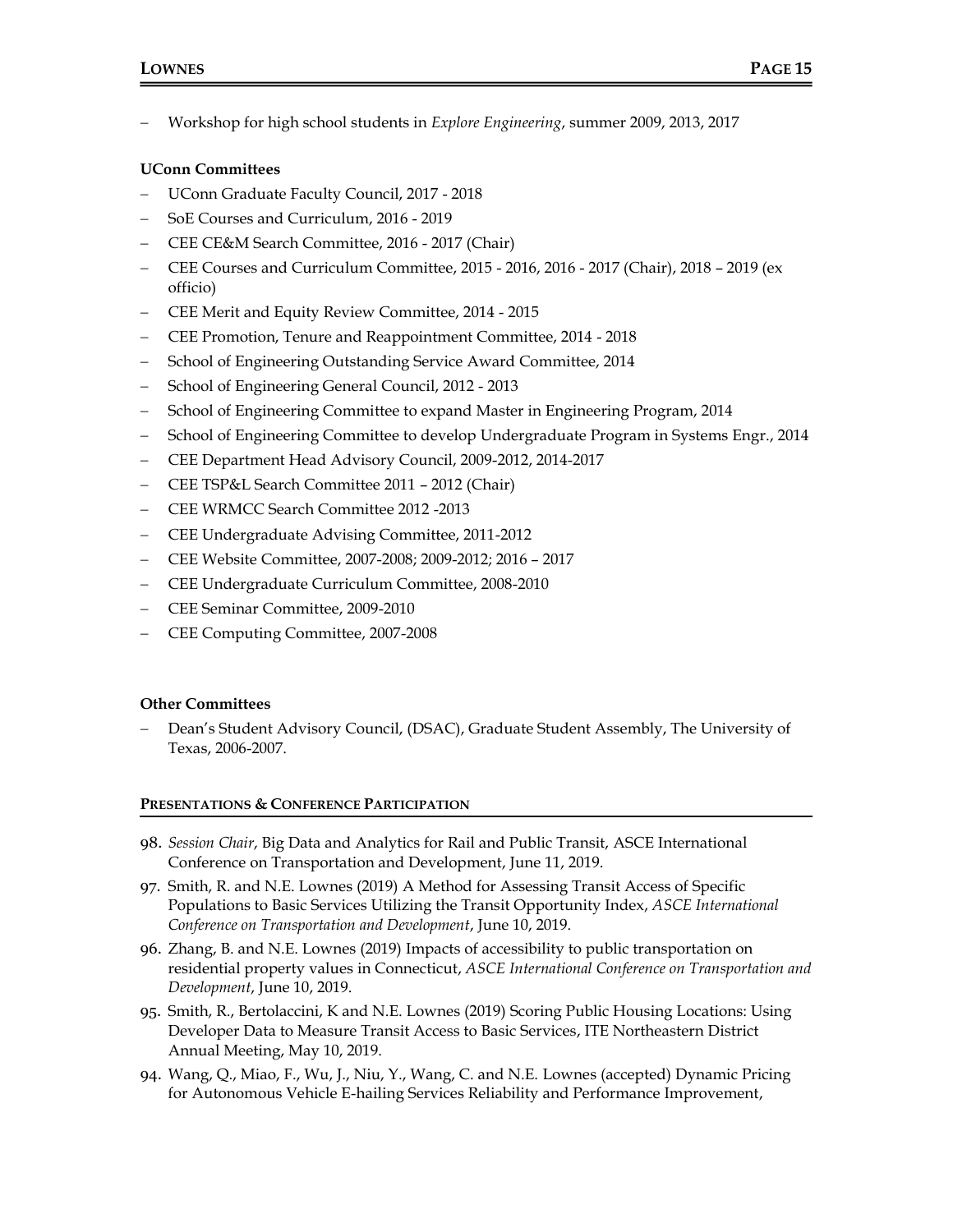- Workshop for high school students in *Explore Engineering*, summer 2009, 2013, 2017

**UConn Committees**

- UConn Graduate Faculty Council, 2017 - 2018
- SoE Courses and Curriculum, 2016 - 2019
- CEE CE&M Search Committee, 2016 - 2017 (Chair)
- CEE Courses and Curriculum Committee, 2015 - 2016, 2016 - 2017 (Chair), 2018 – 2019 (ex officio)
- CEE Merit and Equity Review Committee, 2014 - 2015
- CEE Promotion, Tenure and Reappointment Committee, 2014 - 2018
- School of Engineering Outstanding Service Award Committee, 2014
- School of Engineering General Council, 2012 - 2013
- School of Engineering Committee to expand Master in Engineering Program, 2014
- School of Engineering Committee to develop Undergraduate Program in Systems Engr., 2014
- CEE Department Head Advisory Council, 2009-2012, 2014-2017
- CEE TSP&L Search Committee 2011 – 2012 (Chair)
- CEE WRMCC Search Committee 2012 -2013
- CEE Undergraduate Advising Committee, 2011-2012
- CEE Website Committee, 2007-2008; 2009-2012; 2016 – 2017
- CEE Undergraduate Curriculum Committee, 2008-2010
- CEE Seminar Committee, 2009-2010
- CEE Computing Committee, 2007-2008

**Other Committees**

- Dean's Student Advisory Council, (DSAC), Graduate Student Assembly, The University of Texas, 2006-2007.

## PRESENTATIONS & CONFERENCE PARTICIPATION

98. *Session Chair*, Big Data and Analytics for Rail and Public Transit, ASCE International Conference on Transportation and Development, June 11, 2019.
97. Smith, R. and N.E. Lownes (2019) A Method for Assessing Transit Access of Specific Populations to Basic Services Utilizing the Transit Opportunity Index, *ASCE International Conference on Transportation and Development*, June 10, 2019.
96. Zhang, B. and N.E. Lownes (2019) Impacts of accessibility to public transportation on residential property values in Connecticut, *ASCE International Conference on Transportation and Development*, June 10, 2019.
95. Smith, R., Bertolaccini, K and N.E. Lownes (2019) Scoring Public Housing Locations: Using Developer Data to Measure Transit Access to Basic Services, ITE Northeastern District Annual Meeting, May 10, 2019.
94. Wang, Q., Miao, F., Wu, J., Niu, Y., Wang, C. and N.E. Lownes (accepted) Dynamic Pricing for Autonomous Vehicle E-hailing Services Reliability and Performance Improvement,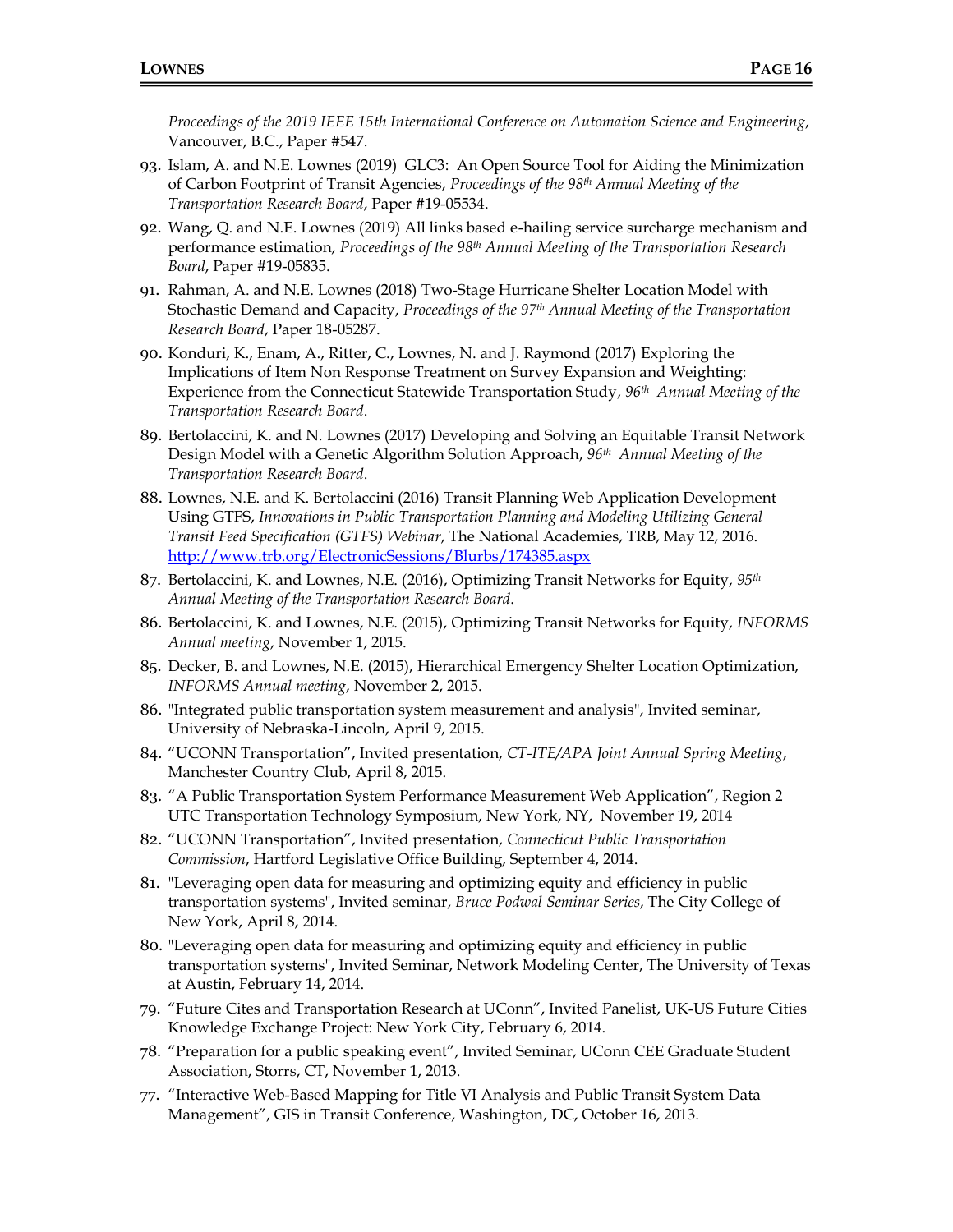*Proceedings of the 2019 IEEE 15th International Conference on Automation Science and Engineering*, Vancouver, B.C., Paper #547.

93. Islam, A. and N.E. Lownes (2019) GLC3: An Open Source Tool for Aiding the Minimization of Carbon Footprint of Transit Agencies, *Proceedings of the 98th Annual Meeting of the Transportation Research Board*, Paper #19-05534.

92. Wang, Q. and N.E. Lownes (2019) All links based e-hailing service surcharge mechanism and performance estimation, *Proceedings of the 98th Annual Meeting of the Transportation Research Board*, Paper #19-05835.

91. Rahman, A. and N.E. Lownes (2018) Two-Stage Hurricane Shelter Location Model with Stochastic Demand and Capacity, *Proceedings of the 97th Annual Meeting of the Transportation Research Board*, Paper 18-05287.

90. Konduri, K., Enam, A., Ritter, C., Lownes, N. and J. Raymond (2017) Exploring the Implications of Item Non Response Treatment on Survey Expansion and Weighting: Experience from the Connecticut Statewide Transportation Study, *96th Annual Meeting of the Transportation Research Board*.

89. Bertolaccini, K. and N. Lownes (2017) Developing and Solving an Equitable Transit Network Design Model with a Genetic Algorithm Solution Approach, *96th Annual Meeting of the Transportation Research Board*.

88. Lownes, N.E. and K. Bertolaccini (2016) Transit Planning Web Application Development Using GTFS, *Innovations in Public Transportation Planning and Modeling Utilizing General Transit Feed Specification (GTFS) Webinar*, The National Academies, TRB, May 12, 2016. http://www.trb.org/ElectronicSessions/Blurbs/174385.aspx

87. Bertolaccini, K. and Lownes, N.E. (2016), Optimizing Transit Networks for Equity, *95th Annual Meeting of the Transportation Research Board*.

86. Bertolaccini, K. and Lownes, N.E. (2015), Optimizing Transit Networks for Equity, *INFORMS Annual meeting*, November 1, 2015.

85. Decker, B. and Lownes, N.E. (2015), Hierarchical Emergency Shelter Location Optimization, *INFORMS Annual meeting*, November 2, 2015.

86. "Integrated public transportation system measurement and analysis", Invited seminar, University of Nebraska-Lincoln, April 9, 2015.

84. "UCONN Transportation", Invited presentation, *CT-ITE/APA Joint Annual Spring Meeting*, Manchester Country Club, April 8, 2015.

83. "A Public Transportation System Performance Measurement Web Application", Region 2 UTC Transportation Technology Symposium, New York, NY, November 19, 2014

82. "UCONN Transportation", Invited presentation, *Connecticut Public Transportation Commission*, Hartford Legislative Office Building, September 4, 2014.

81. "Leveraging open data for measuring and optimizing equity and efficiency in public transportation systems", Invited seminar, *Bruce Podwal Seminar Series*, The City College of New York, April 8, 2014.

80. "Leveraging open data for measuring and optimizing equity and efficiency in public transportation systems", Invited Seminar, Network Modeling Center, The University of Texas at Austin, February 14, 2014.

79. "Future Cites and Transportation Research at UConn", Invited Panelist, UK-US Future Cities Knowledge Exchange Project: New York City, February 6, 2014.

78. "Preparation for a public speaking event", Invited Seminar, UConn CEE Graduate Student Association, Storrs, CT, November 1, 2013.

77. "Interactive Web-Based Mapping for Title VI Analysis and Public Transit System Data Management", GIS in Transit Conference, Washington, DC, October 16, 2013.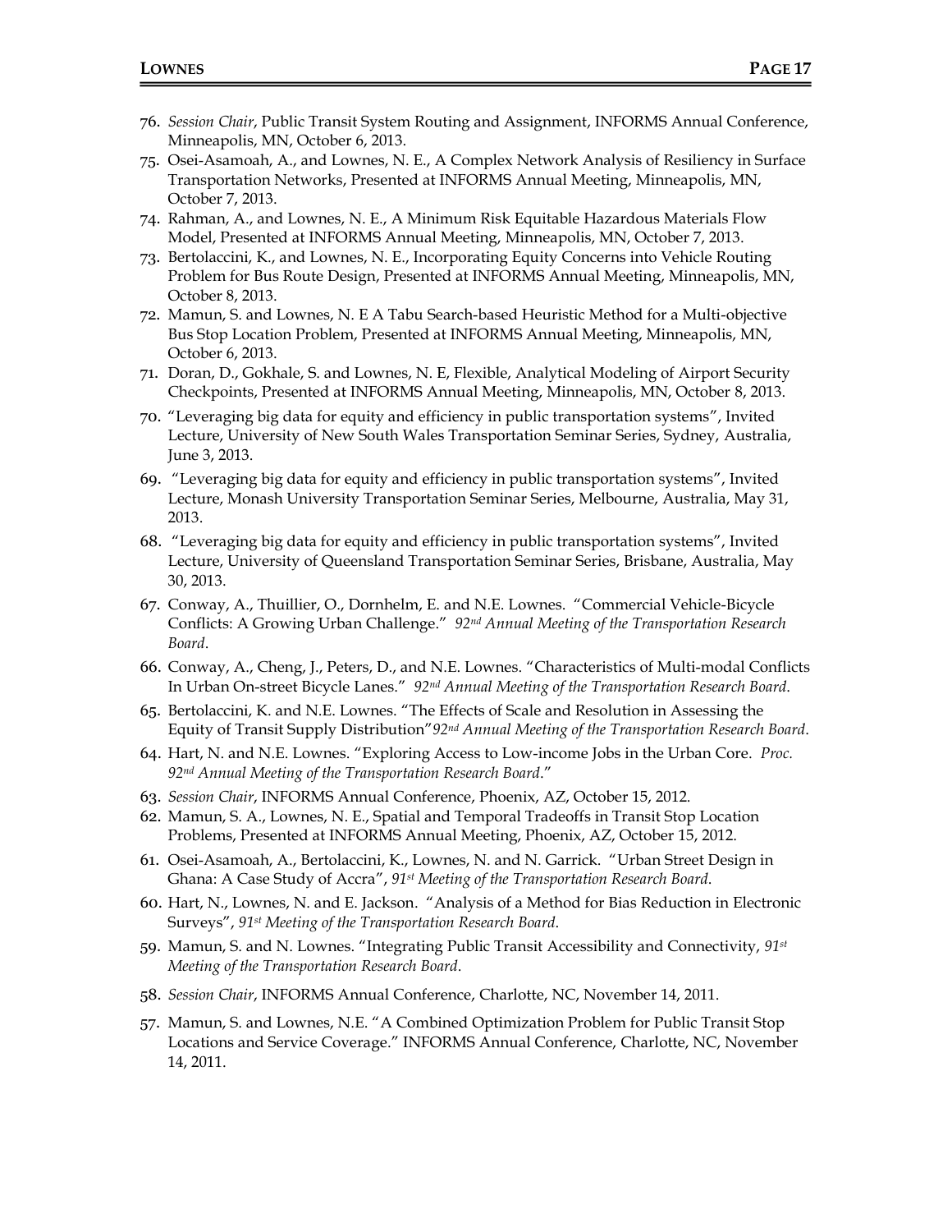76. *Session Chair*, Public Transit System Routing and Assignment, INFORMS Annual Conference, Minneapolis, MN, October 6, 2013.
75. Osei-Asamoah, A., and Lownes, N. E., A Complex Network Analysis of Resiliency in Surface Transportation Networks, Presented at INFORMS Annual Meeting, Minneapolis, MN, October 7, 2013.
74. Rahman, A., and Lownes, N. E., A Minimum Risk Equitable Hazardous Materials Flow Model, Presented at INFORMS Annual Meeting, Minneapolis, MN, October 7, 2013.
73. Bertolaccini, K., and Lownes, N. E., Incorporating Equity Concerns into Vehicle Routing Problem for Bus Route Design, Presented at INFORMS Annual Meeting, Minneapolis, MN, October 8, 2013.
72. Mamun, S. and Lownes, N. E A Tabu Search-based Heuristic Method for a Multi-objective Bus Stop Location Problem, Presented at INFORMS Annual Meeting, Minneapolis, MN, October 6, 2013.
71. Doran, D., Gokhale, S. and Lownes, N. E, Flexible, Analytical Modeling of Airport Security Checkpoints, Presented at INFORMS Annual Meeting, Minneapolis, MN, October 8, 2013.
70. "Leveraging big data for equity and efficiency in public transportation systems", Invited Lecture, University of New South Wales Transportation Seminar Series, Sydney, Australia, June 3, 2013.
69. "Leveraging big data for equity and efficiency in public transportation systems", Invited Lecture, Monash University Transportation Seminar Series, Melbourne, Australia, May 31, 2013.
68. "Leveraging big data for equity and efficiency in public transportation systems", Invited Lecture, University of Queensland Transportation Seminar Series, Brisbane, Australia, May 30, 2013.
67. Conway, A., Thuillier, O., Dornhelm, E. and N.E. Lownes. "Commercial Vehicle-Bicycle Conflicts: A Growing Urban Challenge." *92nd Annual Meeting of the Transportation Research Board*.
66. Conway, A., Cheng, J., Peters, D., and N.E. Lownes. "Characteristics of Multi-modal Conflicts In Urban On-street Bicycle Lanes." *92nd Annual Meeting of the Transportation Research Board*.
65. Bertolaccini, K. and N.E. Lownes. "The Effects of Scale and Resolution in Assessing the Equity of Transit Supply Distribution"*92nd Annual Meeting of the Transportation Research Board*.
64. Hart, N. and N.E. Lownes. "Exploring Access to Low-income Jobs in the Urban Core. *Proc. 92nd Annual Meeting of the Transportation Research Board*."
63. *Session Chair*, INFORMS Annual Conference, Phoenix, AZ, October 15, 2012.
62. Mamun, S. A., Lownes, N. E., Spatial and Temporal Tradeoffs in Transit Stop Location Problems, Presented at INFORMS Annual Meeting, Phoenix, AZ, October 15, 2012.
61. Osei-Asamoah, A., Bertolaccini, K., Lownes, N. and N. Garrick. "Urban Street Design in Ghana: A Case Study of Accra", *91st Meeting of the Transportation Research Board*.
60. Hart, N., Lownes, N. and E. Jackson. "Analysis of a Method for Bias Reduction in Electronic Surveys", *91st Meeting of the Transportation Research Board*.
59. Mamun, S. and N. Lownes. "Integrating Public Transit Accessibility and Connectivity, *91st Meeting of the Transportation Research Board*.
58. *Session Chair*, INFORMS Annual Conference, Charlotte, NC, November 14, 2011.
57. Mamun, S. and Lownes, N.E. "A Combined Optimization Problem for Public Transit Stop Locations and Service Coverage." INFORMS Annual Conference, Charlotte, NC, November 14, 2011.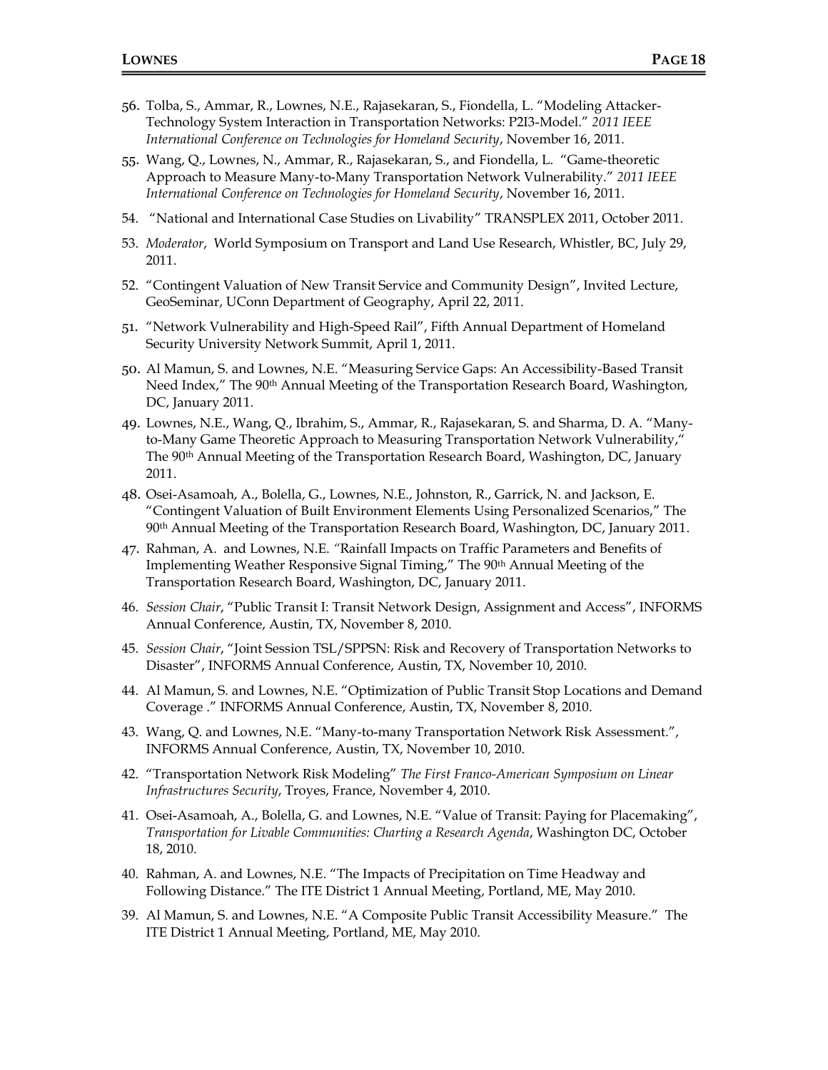56. Tolba, S., Ammar, R., Lownes, N.E., Rajasekaran, S., Fiondella, L. "Modeling Attacker-Technology System Interaction in Transportation Networks: P2I3-Model." *2011 IEEE International Conference on Technologies for Homeland Security*, November 16, 2011.
55. Wang, Q., Lownes, N., Ammar, R., Rajasekaran, S., and Fiondella, L. "Game-theoretic Approach to Measure Many-to-Many Transportation Network Vulnerability." *2011 IEEE International Conference on Technologies for Homeland Security*, November 16, 2011.
54. "National and International Case Studies on Livability" TRANSPLEX 2011, October 2011.
53. *Moderator*, World Symposium on Transport and Land Use Research, Whistler, BC, July 29, 2011.
52. "Contingent Valuation of New Transit Service and Community Design", Invited Lecture, GeoSeminar, UConn Department of Geography, April 22, 2011.
51. "Network Vulnerability and High-Speed Rail", Fifth Annual Department of Homeland Security University Network Summit, April 1, 2011.
50. Al Mamun, S. and Lownes, N.E. "Measuring Service Gaps: An Accessibility-Based Transit Need Index," The 90th Annual Meeting of the Transportation Research Board, Washington, DC, January 2011.
49. Lownes, N.E., Wang, Q., Ibrahim, S., Ammar, R., Rajasekaran, S. and Sharma, D. A. "Many-to-Many Game Theoretic Approach to Measuring Transportation Network Vulnerability," The 90th Annual Meeting of the Transportation Research Board, Washington, DC, January 2011.
48. Osei-Asamoah, A., Bolella, G., Lownes, N.E., Johnston, R., Garrick, N. and Jackson, E. "Contingent Valuation of Built Environment Elements Using Personalized Scenarios," The 90th Annual Meeting of the Transportation Research Board, Washington, DC, January 2011.
47. Rahman, A. and Lownes, N.E. "Rainfall Impacts on Traffic Parameters and Benefits of Implementing Weather Responsive Signal Timing," The 90th Annual Meeting of the Transportation Research Board, Washington, DC, January 2011.
46. *Session Chair*, "Public Transit I: Transit Network Design, Assignment and Access", INFORMS Annual Conference, Austin, TX, November 8, 2010.
45. *Session Chair*, "Joint Session TSL/SPPSN: Risk and Recovery of Transportation Networks to Disaster", INFORMS Annual Conference, Austin, TX, November 10, 2010.
44. Al Mamun, S. and Lownes, N.E. "Optimization of Public Transit Stop Locations and Demand Coverage ." INFORMS Annual Conference, Austin, TX, November 8, 2010.
43. Wang, Q. and Lownes, N.E. "Many-to-many Transportation Network Risk Assessment.", INFORMS Annual Conference, Austin, TX, November 10, 2010.
42. "Transportation Network Risk Modeling" *The First Franco-American Symposium on Linear Infrastructures Security*, Troyes, France, November 4, 2010.
41. Osei-Asamoah, A., Bolella, G. and Lownes, N.E. "Value of Transit: Paying for Placemaking", *Transportation for Livable Communities: Charting a Research Agenda*, Washington DC, October 18, 2010.
40. Rahman, A. and Lownes, N.E. "The Impacts of Precipitation on Time Headway and Following Distance." The ITE District 1 Annual Meeting, Portland, ME, May 2010.
39. Al Mamun, S. and Lownes, N.E. "A Composite Public Transit Accessibility Measure." The ITE District 1 Annual Meeting, Portland, ME, May 2010.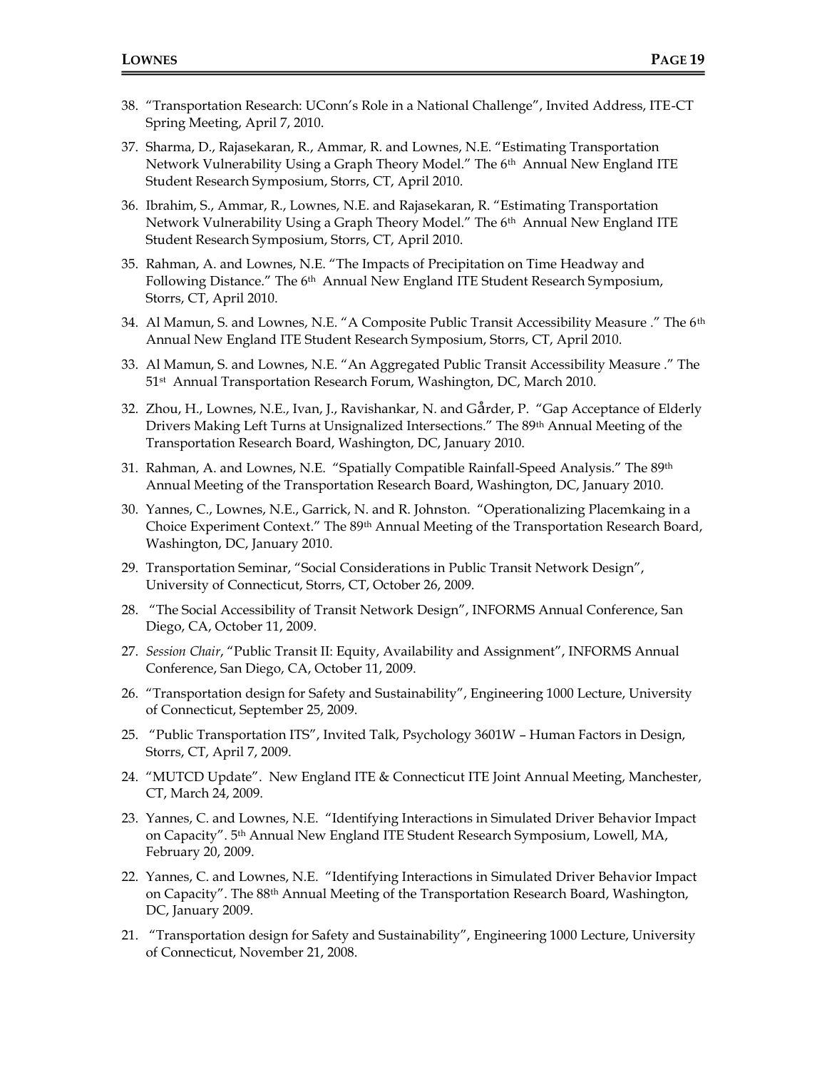38. “Transportation Research: UConn’s Role in a National Challenge”, Invited Address, ITE-CT Spring Meeting, April 7, 2010.

37. Sharma, D., Rajasekaran, R., Ammar, R. and Lownes, N.E. “Estimating Transportation Network Vulnerability Using a Graph Theory Model.” The 6th Annual New England ITE Student Research Symposium, Storrs, CT, April 2010.

36. Ibrahim, S., Ammar, R., Lownes, N.E. and Rajasekaran, R. “Estimating Transportation Network Vulnerability Using a Graph Theory Model.” The 6th Annual New England ITE Student Research Symposium, Storrs, CT, April 2010.

35. Rahman, A. and Lownes, N.E. “The Impacts of Precipitation on Time Headway and Following Distance.” The 6th Annual New England ITE Student Research Symposium, Storrs, CT, April 2010.

34. Al Mamun, S. and Lownes, N.E. “A Composite Public Transit Accessibility Measure .” The 6th Annual New England ITE Student Research Symposium, Storrs, CT, April 2010.

33. Al Mamun, S. and Lownes, N.E. “An Aggregated Public Transit Accessibility Measure .” The 51st Annual Transportation Research Forum, Washington, DC, March 2010.

32. Zhou, H., Lownes, N.E., Ivan, J., Ravishankar, N. and Gårder, P. “Gap Acceptance of Elderly Drivers Making Left Turns at Unsignalized Intersections.” The 89th Annual Meeting of the Transportation Research Board, Washington, DC, January 2010.

31. Rahman, A. and Lownes, N.E. “Spatially Compatible Rainfall-Speed Analysis.” The 89th Annual Meeting of the Transportation Research Board, Washington, DC, January 2010.

30. Yannes, C., Lownes, N.E., Garrick, N. and R. Johnston. “Operationalizing Placemkaing in a Choice Experiment Context.” The 89th Annual Meeting of the Transportation Research Board, Washington, DC, January 2010.

29. Transportation Seminar, “Social Considerations in Public Transit Network Design”, University of Connecticut, Storrs, CT, October 26, 2009.

28. “The Social Accessibility of Transit Network Design”, INFORMS Annual Conference, San Diego, CA, October 11, 2009.

27. *Session Chair*, “Public Transit II: Equity, Availability and Assignment”, INFORMS Annual Conference, San Diego, CA, October 11, 2009.

26. “Transportation design for Safety and Sustainability”, Engineering 1000 Lecture, University of Connecticut, September 25, 2009.

25. “Public Transportation ITS”, Invited Talk, Psychology 3601W – Human Factors in Design, Storrs, CT, April 7, 2009.

24. “MUTCD Update”. New England ITE & Connecticut ITE Joint Annual Meeting, Manchester, CT, March 24, 2009.

23. Yannes, C. and Lownes, N.E. “Identifying Interactions in Simulated Driver Behavior Impact on Capacity”. 5th Annual New England ITE Student Research Symposium, Lowell, MA, February 20, 2009.

22. Yannes, C. and Lownes, N.E. “Identifying Interactions in Simulated Driver Behavior Impact on Capacity”. The 88th Annual Meeting of the Transportation Research Board, Washington, DC, January 2009.

21. “Transportation design for Safety and Sustainability”, Engineering 1000 Lecture, University of Connecticut, November 21, 2008.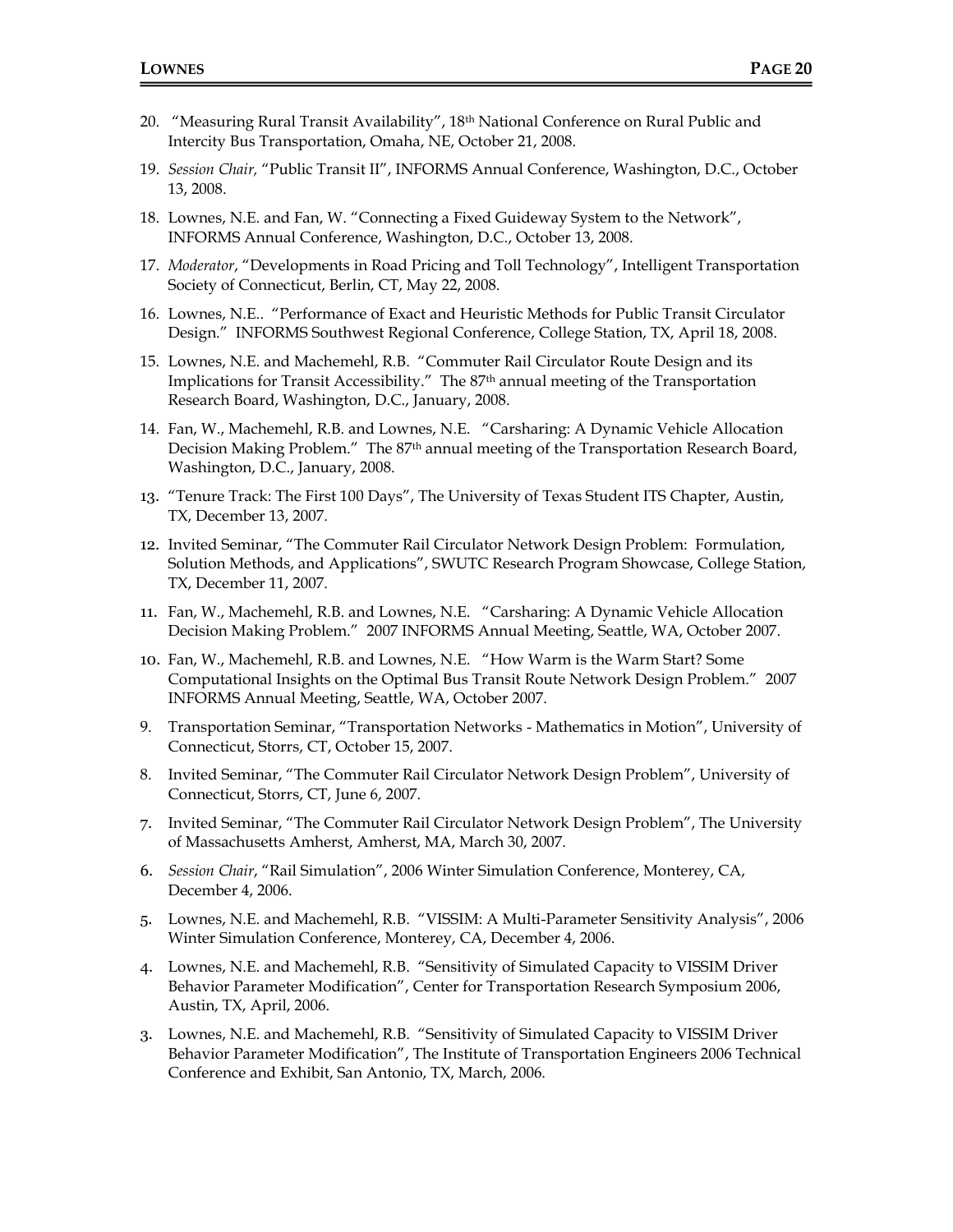20. "Measuring Rural Transit Availability", 18th National Conference on Rural Public and Intercity Bus Transportation, Omaha, NE, October 21, 2008.

19. *Session Chair*, "Public Transit II", INFORMS Annual Conference, Washington, D.C., October 13, 2008.

18. Lownes, N.E. and Fan, W. "Connecting a Fixed Guideway System to the Network", INFORMS Annual Conference, Washington, D.C., October 13, 2008.

17. *Moderator*, "Developments in Road Pricing and Toll Technology", Intelligent Transportation Society of Connecticut, Berlin, CT, May 22, 2008.

16. Lownes, N.E.. "Performance of Exact and Heuristic Methods for Public Transit Circulator Design." INFORMS Southwest Regional Conference, College Station, TX, April 18, 2008.

15. Lownes, N.E. and Machemehl, R.B. "Commuter Rail Circulator Route Design and its Implications for Transit Accessibility." The 87th annual meeting of the Transportation Research Board, Washington, D.C., January, 2008.

14. Fan, W., Machemehl, R.B. and Lownes, N.E. "Carsharing: A Dynamic Vehicle Allocation Decision Making Problem." The 87th annual meeting of the Transportation Research Board, Washington, D.C., January, 2008.

13. "Tenure Track: The First 100 Days", The University of Texas Student ITS Chapter, Austin, TX, December 13, 2007.

12. Invited Seminar, "The Commuter Rail Circulator Network Design Problem: Formulation, Solution Methods, and Applications", SWUTC Research Program Showcase, College Station, TX, December 11, 2007.

11. Fan, W., Machemehl, R.B. and Lownes, N.E. "Carsharing: A Dynamic Vehicle Allocation Decision Making Problem." 2007 INFORMS Annual Meeting, Seattle, WA, October 2007.

10. Fan, W., Machemehl, R.B. and Lownes, N.E. "How Warm is the Warm Start? Some Computational Insights on the Optimal Bus Transit Route Network Design Problem." 2007 INFORMS Annual Meeting, Seattle, WA, October 2007.

9. Transportation Seminar, "Transportation Networks - Mathematics in Motion", University of Connecticut, Storrs, CT, October 15, 2007.

8. Invited Seminar, "The Commuter Rail Circulator Network Design Problem", University of Connecticut, Storrs, CT, June 6, 2007.

7. Invited Seminar, "The Commuter Rail Circulator Network Design Problem", The University of Massachusetts Amherst, Amherst, MA, March 30, 2007.

6. *Session Chair*, "Rail Simulation", 2006 Winter Simulation Conference, Monterey, CA, December 4, 2006.

5. Lownes, N.E. and Machemehl, R.B. "VISSIM: A Multi-Parameter Sensitivity Analysis", 2006 Winter Simulation Conference, Monterey, CA, December 4, 2006.

4. Lownes, N.E. and Machemehl, R.B. "Sensitivity of Simulated Capacity to VISSIM Driver Behavior Parameter Modification", Center for Transportation Research Symposium 2006, Austin, TX, April, 2006.

3. Lownes, N.E. and Machemehl, R.B. "Sensitivity of Simulated Capacity to VISSIM Driver Behavior Parameter Modification", The Institute of Transportation Engineers 2006 Technical Conference and Exhibit, San Antonio, TX, March, 2006.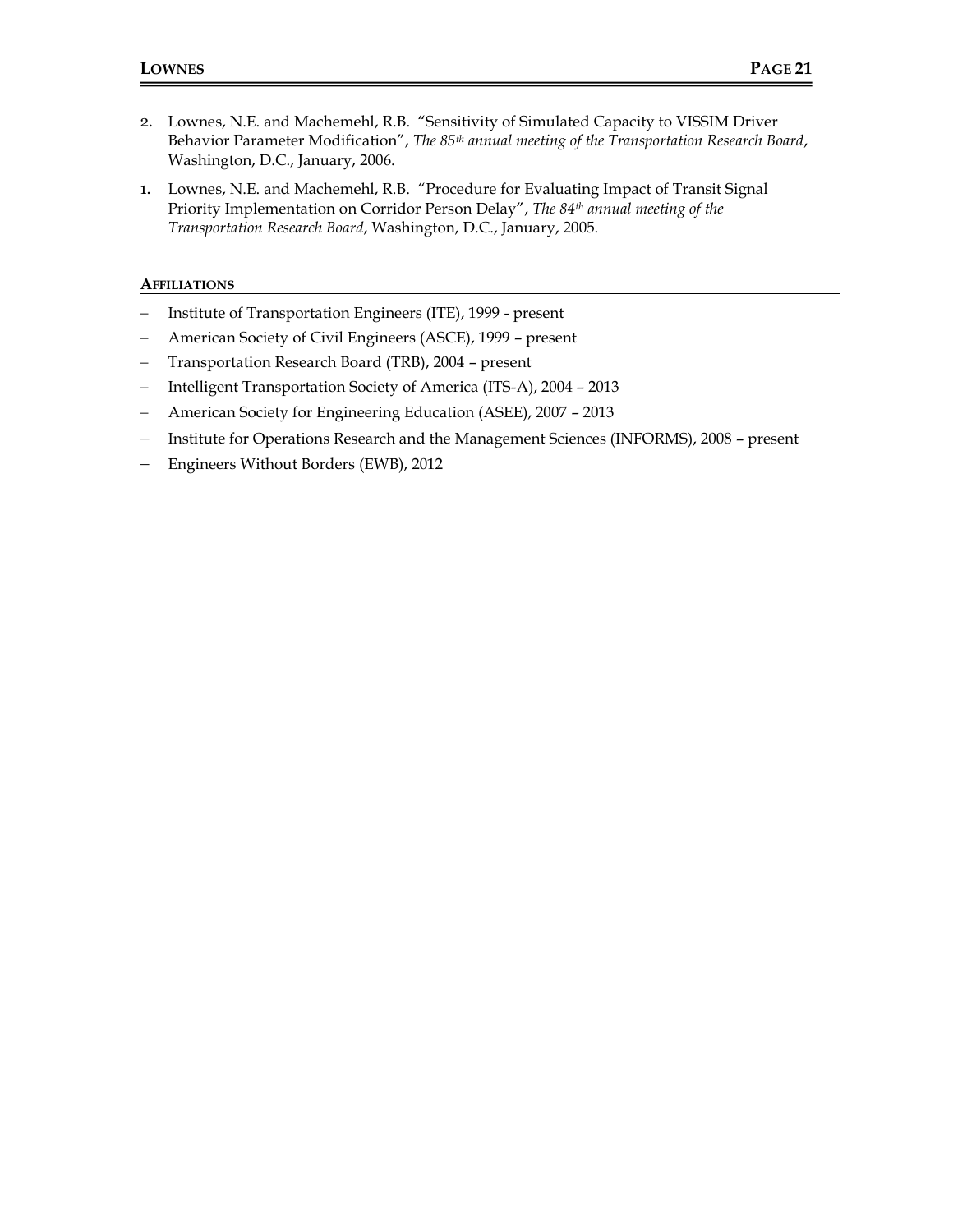2. Lownes, N.E. and Machemehl, R.B. "Sensitivity of Simulated Capacity to VISSIM Driver Behavior Parameter Modification", *The 85th annual meeting of the Transportation Research Board*, Washington, D.C., January, 2006.

1. Lownes, N.E. and Machemehl, R.B. "Procedure for Evaluating Impact of Transit Signal Priority Implementation on Corridor Person Delay", *The 84th annual meeting of the Transportation Research Board*, Washington, D.C., January, 2005.

## AFFILIATIONS

- Institute of Transportation Engineers (ITE), 1999 - present
- American Society of Civil Engineers (ASCE), 1999 – present
- Transportation Research Board (TRB), 2004 – present
- Intelligent Transportation Society of America (ITS-A), 2004 – 2013
- American Society for Engineering Education (ASEE), 2007 – 2013
- Institute for Operations Research and the Management Sciences (INFORMS), 2008 – present
- Engineers Without Borders (EWB), 2012